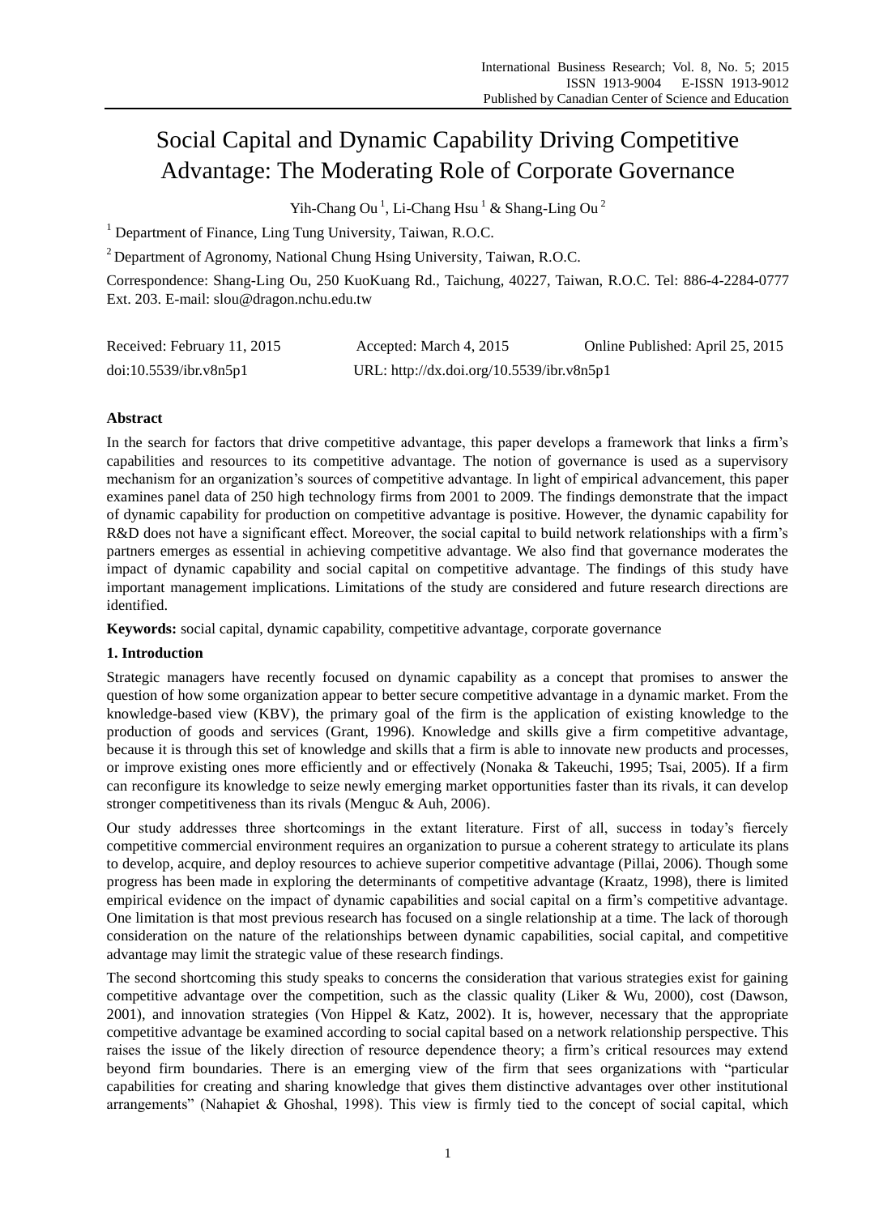# Social Capital and Dynamic Capability Driving Competitive Advantage: The Moderating Role of Corporate Governance

Yih-Chang Ou[1], Li-Chang Hsu[1] & Shang-Ling Ou[2]

[1] Department of Finance, Ling Tung University, Taiwan, R.O.C.

[2] Department of Agronomy, National Chung Hsing University, Taiwan, R.O.C.

Correspondence: Shang-Ling Ou, 250 KuoKuang Rd., Taichung, 40227, Taiwan, R.O.C. Tel: 886-4-2284-0777 Ext. 203. E-mail: slou@dragon.nchu.edu.tw

Received: February 11, 2015 Accepted: March 4, 2015 Online Published: April 25, 2015

doi:10.5539/ibr.v8n5p1 URL: http://dx.doi.org/10.5539/ibr.v8n5p1

## Abstract

In the search for factors that drive competitive advantage, this paper develops a framework that links a firm's capabilities and resources to its competitive advantage. The notion of governance is used as a supervisory mechanism for an organization's sources of competitive advantage. In light of empirical advancement, this paper examines panel data of 250 high technology firms from 2001 to 2009. The findings demonstrate that the impact of dynamic capability for production on competitive advantage is positive. However, the dynamic capability for R&D does not have a significant effect. Moreover, the social capital to build network relationships with a firm's partners emerges as essential in achieving competitive advantage. We also find that governance moderates the impact of dynamic capability and social capital on competitive advantage. The findings of this study have important management implications. Limitations of the study are considered and future research directions are identified.

**Keywords:** social capital, dynamic capability, competitive advantage, corporate governance

## 1. Introduction

Strategic managers have recently focused on dynamic capability as a concept that promises to answer the question of how some organization appear to better secure competitive advantage in a dynamic market. From the knowledge-based view (KBV), the primary goal of the firm is the application of existing knowledge to the production of goods and services (Grant, 1996). Knowledge and skills give a firm competitive advantage, because it is through this set of knowledge and skills that a firm is able to innovate new products and processes, or improve existing ones more efficiently and or effectively (Nonaka & Takeuchi, 1995; Tsai, 2005). If a firm can reconfigure its knowledge to seize newly emerging market opportunities faster than its rivals, it can develop stronger competitiveness than its rivals (Menguc & Auh, 2006).

Our study addresses three shortcomings in the extant literature. First of all, success in today's fiercely competitive commercial environment requires an organization to pursue a coherent strategy to articulate its plans to develop, acquire, and deploy resources to achieve superior competitive advantage (Pillai, 2006). Though some progress has been made in exploring the determinants of competitive advantage (Kraatz, 1998), there is limited empirical evidence on the impact of dynamic capabilities and social capital on a firm's competitive advantage. One limitation is that most previous research has focused on a single relationship at a time. The lack of thorough consideration on the nature of the relationships between dynamic capabilities, social capital, and competitive advantage may limit the strategic value of these research findings.

The second shortcoming this study speaks to concerns the consideration that various strategies exist for gaining competitive advantage over the competition, such as the classic quality (Liker & Wu, 2000), cost (Dawson, 2001), and innovation strategies (Von Hippel & Katz, 2002). It is, however, necessary that the appropriate competitive advantage be examined according to social capital based on a network relationship perspective. This raises the issue of the likely direction of resource dependence theory; a firm's critical resources may extend beyond firm boundaries. There is an emerging view of the firm that sees organizations with "particular capabilities for creating and sharing knowledge that gives them distinctive advantages over other institutional arrangements" (Nahapiet & Ghoshal, 1998). This view is firmly tied to the concept of social capital, which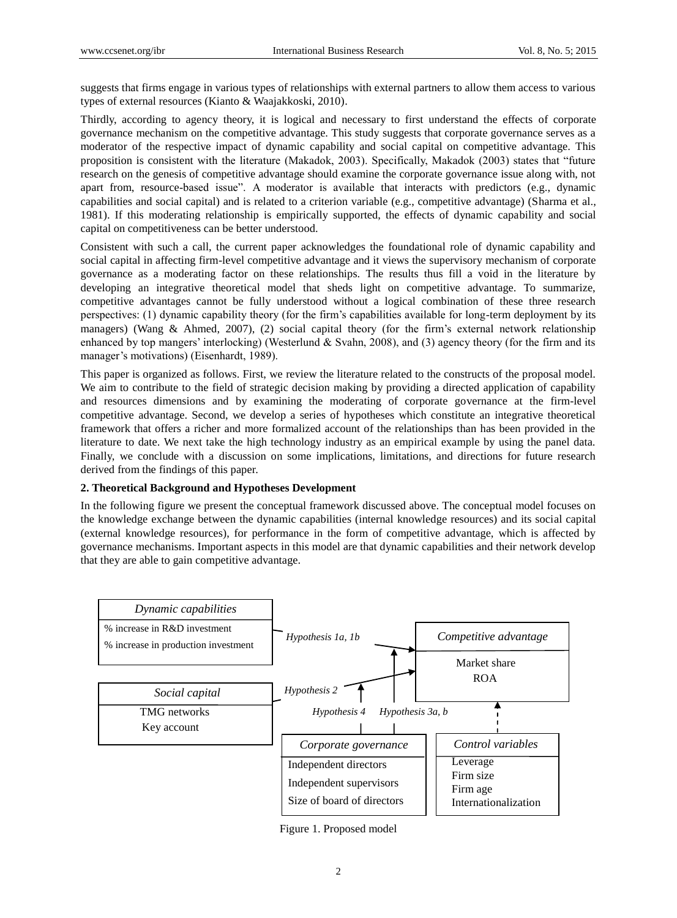suggests that firms engage in various types of relationships with external partners to allow them access to various types of external resources (Kianto & Waajakkoski, 2010).

Thirdly, according to agency theory, it is logical and necessary to first understand the effects of corporate governance mechanism on the competitive advantage. This study suggests that corporate governance serves as a moderator of the respective impact of dynamic capability and social capital on competitive advantage. This proposition is consistent with the literature (Makadok, 2003). Specifically, Makadok (2003) states that "future research on the genesis of competitive advantage should examine the corporate governance issue along with, not apart from, resource-based issue". A moderator is available that interacts with predictors (e.g., dynamic capabilities and social capital) and is related to a criterion variable (e.g., competitive advantage) (Sharma et al., 1981). If this moderating relationship is empirically supported, the effects of dynamic capability and social capital on competitiveness can be better understood.

Consistent with such a call, the current paper acknowledges the foundational role of dynamic capability and social capital in affecting firm-level competitive advantage and it views the supervisory mechanism of corporate governance as a moderating factor on these relationships. The results thus fill a void in the literature by developing an integrative theoretical model that sheds light on competitive advantage. To summarize, competitive advantages cannot be fully understood without a logical combination of these three research perspectives: (1) dynamic capability theory (for the firm's capabilities available for long-term deployment by its managers) (Wang & Ahmed, 2007), (2) social capital theory (for the firm's external network relationship enhanced by top mangers' interlocking) (Westerlund & Svahn, 2008), and (3) agency theory (for the firm and its manager's motivations) (Eisenhardt, 1989).

This paper is organized as follows. First, we review the literature related to the constructs of the proposal model. We aim to contribute to the field of strategic decision making by providing a directed application of capability and resources dimensions and by examining the moderating of corporate governance at the firm-level competitive advantage. Second, we develop a series of hypotheses which constitute an integrative theoretical framework that offers a richer and more formalized account of the relationships than has been provided in the literature to date. We next take the high technology industry as an empirical example by using the panel data. Finally, we conclude with a discussion on some implications, limitations, and directions for future research derived from the findings of this paper.

## 2. Theoretical Background and Hypotheses Development

In the following figure we present the conceptual framework discussed above. The conceptual model focuses on the knowledge exchange between the dynamic capabilities (internal knowledge resources) and its social capital (external knowledge resources), for performance in the form of competitive advantage, which is affected by governance mechanisms. Important aspects in this model are that dynamic capabilities and their network develop that they are able to gain competitive advantage.

*Dynamic capabilities*
- % increase in R&D investment
- % increase in production investment

*Social capital*
- TMG networks
- Key account

*Competitive advantage*
- Market share
- ROA

*Corporate governance*
- Independent directors
- Independent supervisors
- Size of board of directors

*Control variables*
- Leverage
- Firm size
- Firm age
- Internationalization

*Hypothesis 1a, 1b*; *Hypothesis 2*; *Hypothesis 3a, b*; *Hypothesis 4*

Figure 1. Proposed model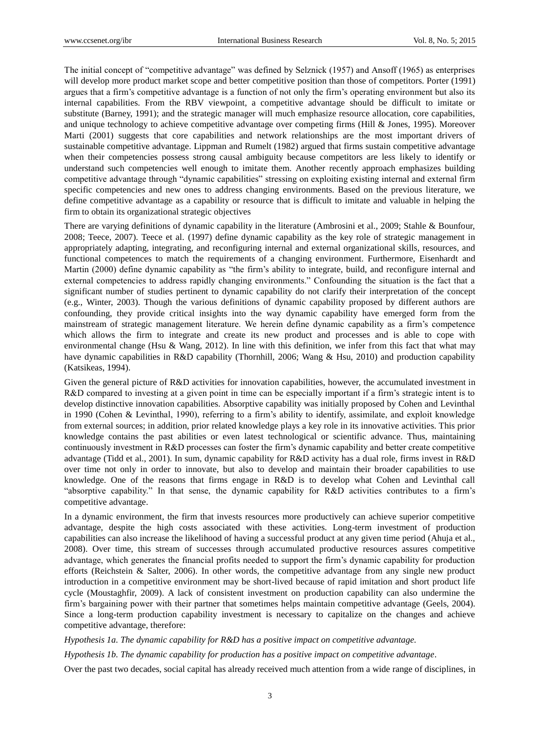The initial concept of "competitive advantage" was defined by Selznick (1957) and Ansoff (1965) as enterprises will develop more product market scope and better competitive position than those of competitors. Porter (1991) argues that a firm's competitive advantage is a function of not only the firm's operating environment but also its internal capabilities. From the RBV viewpoint, a competitive advantage should be difficult to imitate or substitute (Barney, 1991); and the strategic manager will much emphasize resource allocation, core capabilities, and unique technology to achieve competitive advantage over competing firms (Hill & Jones, 1995). Moreover Marti (2001) suggests that core capabilities and network relationships are the most important drivers of sustainable competitive advantage. Lippman and Rumelt (1982) argued that firms sustain competitive advantage when their competencies possess strong causal ambiguity because competitors are less likely to identify or understand such competencies well enough to imitate them. Another recently approach emphasizes building competitive advantage through "dynamic capabilities" stressing on exploiting existing internal and external firm specific competencies and new ones to address changing environments. Based on the previous literature, we define competitive advantage as a capability or resource that is difficult to imitate and valuable in helping the firm to obtain its organizational strategic objectives

There are varying definitions of dynamic capability in the literature (Ambrosini et al., 2009; Stahle & Bounfour, 2008; Teece, 2007). Teece et al. (1997) define dynamic capability as the key role of strategic management in appropriately adapting, integrating, and reconfiguring internal and external organizational skills, resources, and functional competences to match the requirements of a changing environment. Furthermore, Eisenhardt and Martin (2000) define dynamic capability as "the firm's ability to integrate, build, and reconfigure internal and external competencies to address rapidly changing environments." Confounding the situation is the fact that a significant number of studies pertinent to dynamic capability do not clarify their interpretation of the concept (e.g., Winter, 2003). Though the various definitions of dynamic capability proposed by different authors are confounding, they provide critical insights into the way dynamic capability have emerged form from the mainstream of strategic management literature. We herein define dynamic capability as a firm's competence which allows the firm to integrate and create its new product and processes and is able to cope with environmental change (Hsu & Wang, 2012). In line with this definition, we infer from this fact that what may have dynamic capabilities in R&D capability (Thornhill, 2006; Wang & Hsu, 2010) and production capability (Katsikeas, 1994).

Given the general picture of R&D activities for innovation capabilities, however, the accumulated investment in R&D compared to investing at a given point in time can be especially important if a firm's strategic intent is to develop distinctive innovation capabilities. Absorptive capability was initially proposed by Cohen and Levinthal in 1990 (Cohen & Levinthal, 1990), referring to a firm's ability to identify, assimilate, and exploit knowledge from external sources; in addition, prior related knowledge plays a key role in its innovative activities. This prior knowledge contains the past abilities or even latest technological or scientific advance. Thus, maintaining continuously investment in R&D processes can foster the firm's dynamic capability and better create competitive advantage (Tidd et al., 2001). In sum, dynamic capability for R&D activity has a dual role, firms invest in R&D over time not only in order to innovate, but also to develop and maintain their broader capabilities to use knowledge. One of the reasons that firms engage in R&D is to develop what Cohen and Levinthal call "absorptive capability." In that sense, the dynamic capability for R&D activities contributes to a firm's competitive advantage.

In a dynamic environment, the firm that invests resources more productively can achieve superior competitive advantage, despite the high costs associated with these activities. Long-term investment of production capabilities can also increase the likelihood of having a successful product at any given time period (Ahuja et al., 2008). Over time, this stream of successes through accumulated productive resources assures competitive advantage, which generates the financial profits needed to support the firm's dynamic capability for production efforts (Reichstein & Salter, 2006). In other words, the competitive advantage from any single new product introduction in a competitive environment may be short-lived because of rapid imitation and short product life cycle (Moustaghfir, 2009). A lack of consistent investment on production capability can also undermine the firm's bargaining power with their partner that sometimes helps maintain competitive advantage (Geels, 2004). Since a long-term production capability investment is necessary to capitalize on the changes and achieve competitive advantage, therefore:

*Hypothesis 1a. The dynamic capability for R&D has a positive impact on competitive advantage.*

*Hypothesis 1b. The dynamic capability for production has a positive impact on competitive advantage*.

Over the past two decades, social capital has already received much attention from a wide range of disciplines, in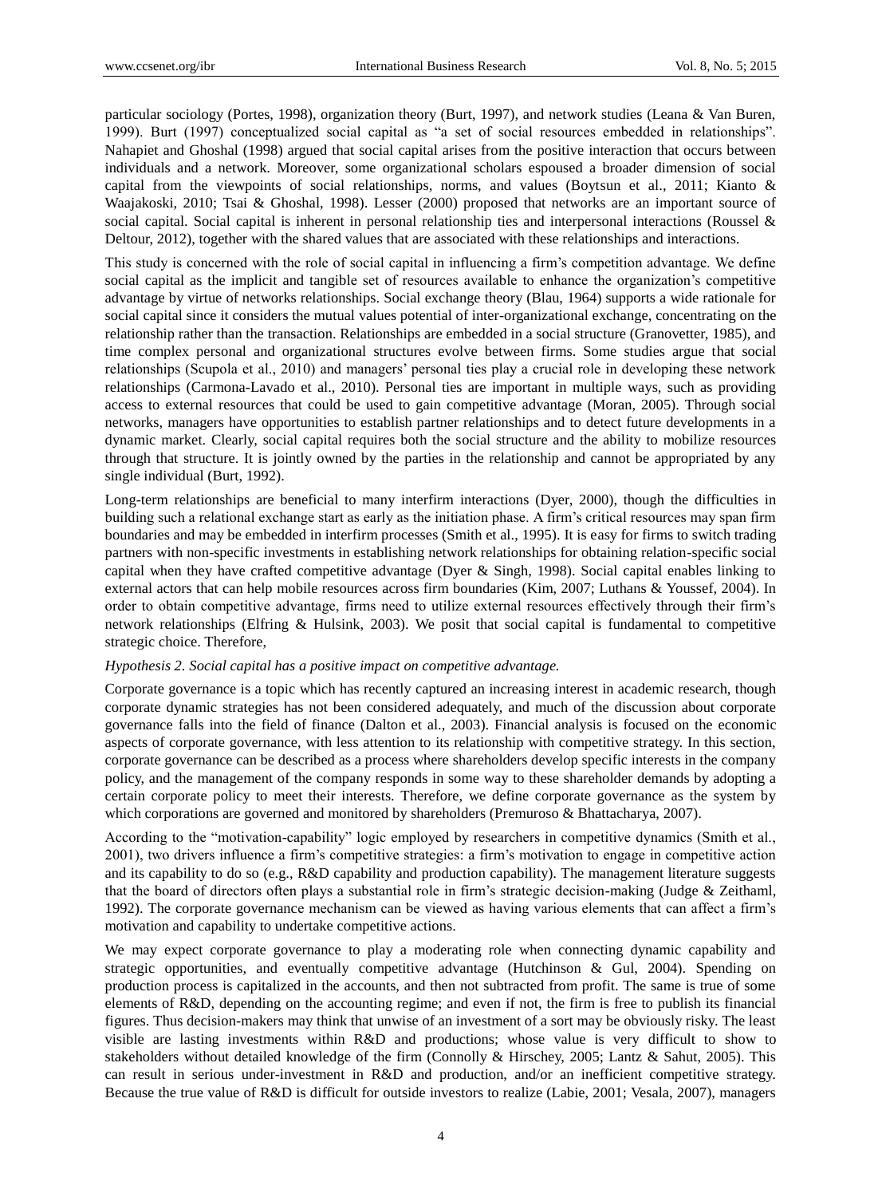particular sociology (Portes, 1998), organization theory (Burt, 1997), and network studies (Leana & Van Buren, 1999). Burt (1997) conceptualized social capital as "a set of social resources embedded in relationships". Nahapiet and Ghoshal (1998) argued that social capital arises from the positive interaction that occurs between individuals and a network. Moreover, some organizational scholars espoused a broader dimension of social capital from the viewpoints of social relationships, norms, and values (Boytsun et al., 2011; Kianto & Waajakoski, 2010; Tsai & Ghoshal, 1998). Lesser (2000) proposed that networks are an important source of social capital. Social capital is inherent in personal relationship ties and interpersonal interactions (Roussel & Deltour, 2012), together with the shared values that are associated with these relationships and interactions.

This study is concerned with the role of social capital in influencing a firm's competition advantage. We define social capital as the implicit and tangible set of resources available to enhance the organization's competitive advantage by virtue of networks relationships. Social exchange theory (Blau, 1964) supports a wide rationale for social capital since it considers the mutual values potential of inter-organizational exchange, concentrating on the relationship rather than the transaction. Relationships are embedded in a social structure (Granovetter, 1985), and time complex personal and organizational structures evolve between firms. Some studies argue that social relationships (Scupola et al., 2010) and managers' personal ties play a crucial role in developing these network relationships (Carmona-Lavado et al., 2010). Personal ties are important in multiple ways, such as providing access to external resources that could be used to gain competitive advantage (Moran, 2005). Through social networks, managers have opportunities to establish partner relationships and to detect future developments in a dynamic market. Clearly, social capital requires both the social structure and the ability to mobilize resources through that structure. It is jointly owned by the parties in the relationship and cannot be appropriated by any single individual (Burt, 1992).

Long-term relationships are beneficial to many interfirm interactions (Dyer, 2000), though the difficulties in building such a relational exchange start as early as the initiation phase. A firm's critical resources may span firm boundaries and may be embedded in interfirm processes (Smith et al., 1995). It is easy for firms to switch trading partners with non-specific investments in establishing network relationships for obtaining relation-specific social capital when they have crafted competitive advantage (Dyer & Singh, 1998). Social capital enables linking to external actors that can help mobile resources across firm boundaries (Kim, 2007; Luthans & Youssef, 2004). In order to obtain competitive advantage, firms need to utilize external resources effectively through their firm's network relationships (Elfring & Hulsink, 2003). We posit that social capital is fundamental to competitive strategic choice. Therefore,

*Hypothesis 2. Social capital has a positive impact on competitive advantage.*

Corporate governance is a topic which has recently captured an increasing interest in academic research, though corporate dynamic strategies has not been considered adequately, and much of the discussion about corporate governance falls into the field of finance (Dalton et al., 2003). Financial analysis is focused on the economic aspects of corporate governance, with less attention to its relationship with competitive strategy. In this section, corporate governance can be described as a process where shareholders develop specific interests in the company policy, and the management of the company responds in some way to these shareholder demands by adopting a certain corporate policy to meet their interests. Therefore, we define corporate governance as the system by which corporations are governed and monitored by shareholders (Premuroso & Bhattacharya, 2007).

According to the "motivation-capability" logic employed by researchers in competitive dynamics (Smith et al., 2001), two drivers influence a firm's competitive strategies: a firm's motivation to engage in competitive action and its capability to do so (e.g., R&D capability and production capability). The management literature suggests that the board of directors often plays a substantial role in firm's strategic decision-making (Judge & Zeithaml, 1992). The corporate governance mechanism can be viewed as having various elements that can affect a firm's motivation and capability to undertake competitive actions.

We may expect corporate governance to play a moderating role when connecting dynamic capability and strategic opportunities, and eventually competitive advantage (Hutchinson & Gul, 2004). Spending on production process is capitalized in the accounts, and then not subtracted from profit. The same is true of some elements of R&D, depending on the accounting regime; and even if not, the firm is free to publish its financial figures. Thus decision-makers may think that unwise of an investment of a sort may be obviously risky. The least visible are lasting investments within R&D and productions; whose value is very difficult to show to stakeholders without detailed knowledge of the firm (Connolly & Hirschey, 2005; Lantz & Sahut, 2005). This can result in serious under-investment in R&D and production, and/or an inefficient competitive strategy. Because the true value of R&D is difficult for outside investors to realize (Labie, 2001; Vesala, 2007), managers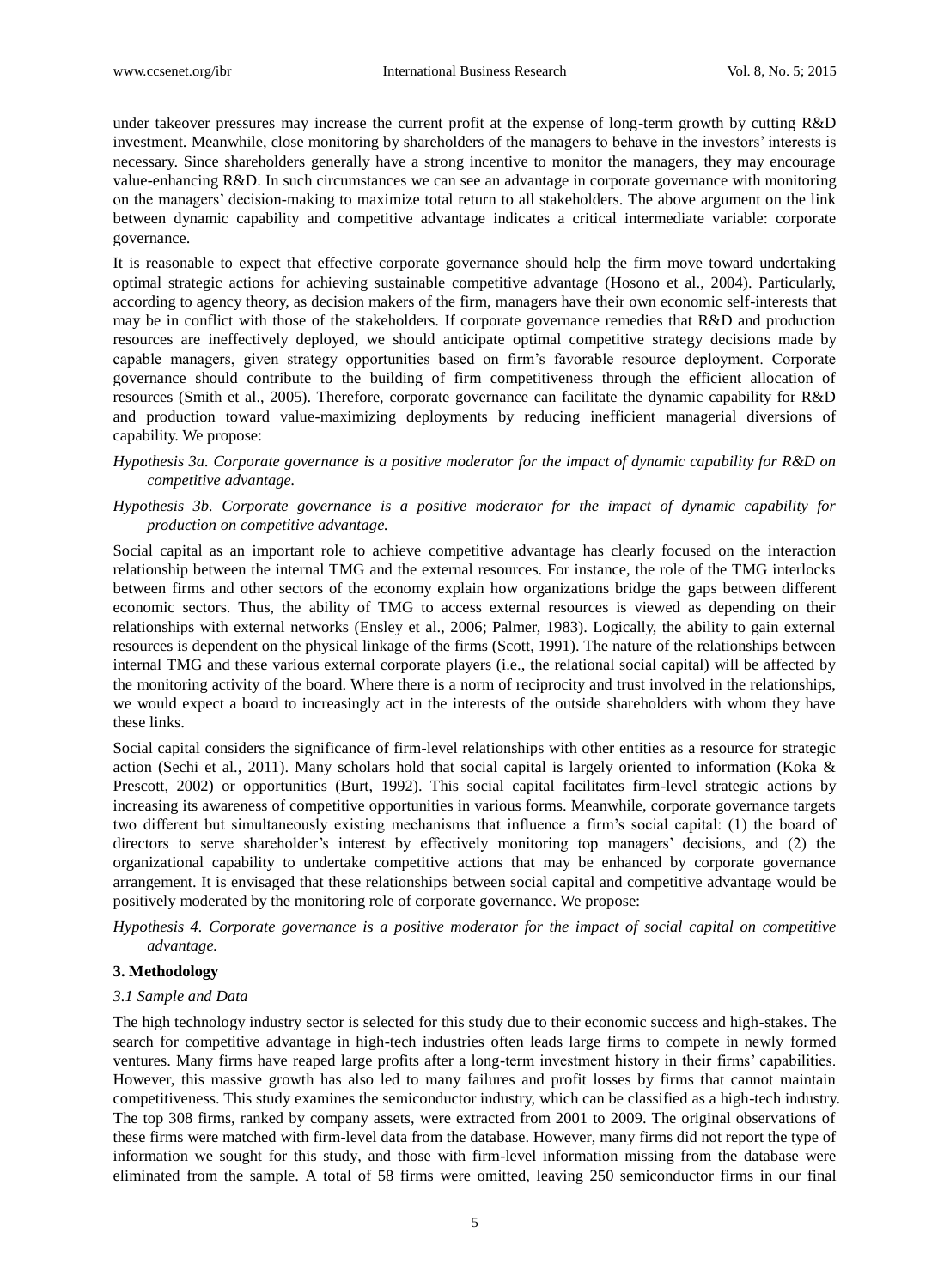under takeover pressures may increase the current profit at the expense of long-term growth by cutting R&D investment. Meanwhile, close monitoring by shareholders of the managers to behave in the investors' interests is necessary. Since shareholders generally have a strong incentive to monitor the managers, they may encourage value-enhancing R&D. In such circumstances we can see an advantage in corporate governance with monitoring on the managers' decision-making to maximize total return to all stakeholders. The above argument on the link between dynamic capability and competitive advantage indicates a critical intermediate variable: corporate governance.

It is reasonable to expect that effective corporate governance should help the firm move toward undertaking optimal strategic actions for achieving sustainable competitive advantage (Hosono et al., 2004). Particularly, according to agency theory, as decision makers of the firm, managers have their own economic self-interests that may be in conflict with those of the stakeholders. If corporate governance remedies that R&D and production resources are ineffectively deployed, we should anticipate optimal competitive strategy decisions made by capable managers, given strategy opportunities based on firm's favorable resource deployment. Corporate governance should contribute to the building of firm competitiveness through the efficient allocation of resources (Smith et al., 2005). Therefore, corporate governance can facilitate the dynamic capability for R&D and production toward value-maximizing deployments by reducing inefficient managerial diversions of capability. We propose:

*Hypothesis 3a. Corporate governance is a positive moderator for the impact of dynamic capability for R&D on competitive advantage.*

*Hypothesis 3b. Corporate governance is a positive moderator for the impact of dynamic capability for production on competitive advantage.*

Social capital as an important role to achieve competitive advantage has clearly focused on the interaction relationship between the internal TMG and the external resources. For instance, the role of the TMG interlocks between firms and other sectors of the economy explain how organizations bridge the gaps between different economic sectors. Thus, the ability of TMG to access external resources is viewed as depending on their relationships with external networks (Ensley et al., 2006; Palmer, 1983). Logically, the ability to gain external resources is dependent on the physical linkage of the firms (Scott, 1991). The nature of the relationships between internal TMG and these various external corporate players (i.e., the relational social capital) will be affected by the monitoring activity of the board. Where there is a norm of reciprocity and trust involved in the relationships, we would expect a board to increasingly act in the interests of the outside shareholders with whom they have these links.

Social capital considers the significance of firm-level relationships with other entities as a resource for strategic action (Sechi et al., 2011). Many scholars hold that social capital is largely oriented to information (Koka & Prescott, 2002) or opportunities (Burt, 1992). This social capital facilitates firm-level strategic actions by increasing its awareness of competitive opportunities in various forms. Meanwhile, corporate governance targets two different but simultaneously existing mechanisms that influence a firm's social capital: (1) the board of directors to serve shareholder's interest by effectively monitoring top managers' decisions, and (2) the organizational capability to undertake competitive actions that may be enhanced by corporate governance arrangement. It is envisaged that these relationships between social capital and competitive advantage would be positively moderated by the monitoring role of corporate governance. We propose:

*Hypothesis 4. Corporate governance is a positive moderator for the impact of social capital on competitive advantage.*

## 3. Methodology

### *3.1 Sample and Data*

The high technology industry sector is selected for this study due to their economic success and high-stakes. The search for competitive advantage in high-tech industries often leads large firms to compete in newly formed ventures. Many firms have reaped large profits after a long-term investment history in their firms' capabilities. However, this massive growth has also led to many failures and profit losses by firms that cannot maintain competitiveness. This study examines the semiconductor industry, which can be classified as a high-tech industry. The top 308 firms, ranked by company assets, were extracted from 2001 to 2009. The original observations of these firms were matched with firm-level data from the database. However, many firms did not report the type of information we sought for this study, and those with firm-level information missing from the database were eliminated from the sample. A total of 58 firms were omitted, leaving 250 semiconductor firms in our final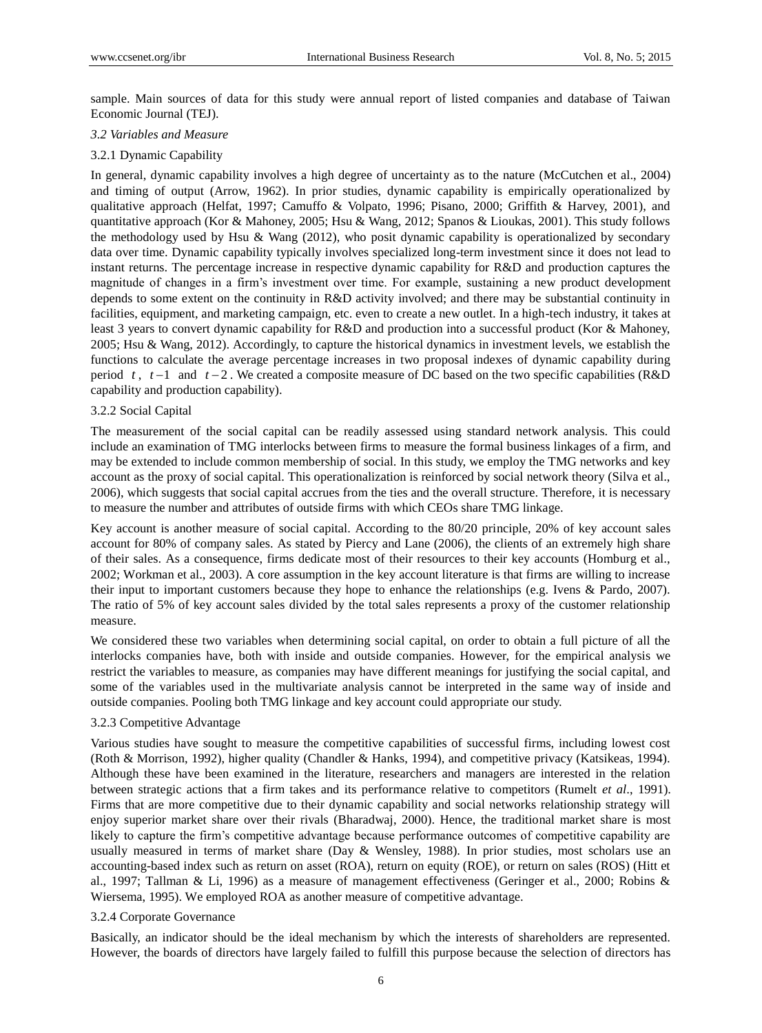sample. Main sources of data for this study were annual report of listed companies and database of Taiwan Economic Journal (TEJ).

### *3.2 Variables and Measure*

#### 3.2.1 Dynamic Capability

In general, dynamic capability involves a high degree of uncertainty as to the nature (McCutchen et al., 2004) and timing of output (Arrow, 1962). In prior studies, dynamic capability is empirically operationalized by qualitative approach (Helfat, 1997; Camuffo & Volpato, 1996; Pisano, 2000; Griffith & Harvey, 2001), and quantitative approach (Kor & Mahoney, 2005; Hsu & Wang, 2012; Spanos & Lioukas, 2001). This study follows the methodology used by Hsu & Wang (2012), who posit dynamic capability is operationalized by secondary data over time. Dynamic capability typically involves specialized long-term investment since it does not lead to instant returns. The percentage increase in respective dynamic capability for R&D and production captures the magnitude of changes in a firm's investment over time. For example, sustaining a new product development depends to some extent on the continuity in R&D activity involved; and there may be substantial continuity in facilities, equipment, and marketing campaign, etc. even to create a new outlet. In a high-tech industry, it takes at least 3 years to convert dynamic capability for R&D and production into a successful product (Kor & Mahoney, 2005; Hsu & Wang, 2012). Accordingly, to capture the historical dynamics in investment levels, we establish the functions to calculate the average percentage increases in two proposal indexes of dynamic capability during period $t$, $t-1$ and $t-2$. We created a composite measure of DC based on the two specific capabilities (R&D capability and production capability).

#### 3.2.2 Social Capital

The measurement of the social capital can be readily assessed using standard network analysis. This could include an examination of TMG interlocks between firms to measure the formal business linkages of a firm, and may be extended to include common membership of social. In this study, we employ the TMG networks and key account as the proxy of social capital. This operationalization is reinforced by social network theory (Silva et al., 2006), which suggests that social capital accrues from the ties and the overall structure. Therefore, it is necessary to measure the number and attributes of outside firms with which CEOs share TMG linkage.

Key account is another measure of social capital. According to the 80/20 principle, 20% of key account sales account for 80% of company sales. As stated by Piercy and Lane (2006), the clients of an extremely high share of their sales. As a consequence, firms dedicate most of their resources to their key accounts (Homburg et al., 2002; Workman et al., 2003). A core assumption in the key account literature is that firms are willing to increase their input to important customers because they hope to enhance the relationships (e.g. Ivens & Pardo, 2007). The ratio of 5% of key account sales divided by the total sales represents a proxy of the customer relationship measure.

We considered these two variables when determining social capital, on order to obtain a full picture of all the interlocks companies have, both with inside and outside companies. However, for the empirical analysis we restrict the variables to measure, as companies may have different meanings for justifying the social capital, and some of the variables used in the multivariate analysis cannot be interpreted in the same way of inside and outside companies. Pooling both TMG linkage and key account could appropriate our study.

#### 3.2.3 Competitive Advantage

Various studies have sought to measure the competitive capabilities of successful firms, including lowest cost (Roth & Morrison, 1992), higher quality (Chandler & Hanks, 1994), and competitive privacy (Katsikeas, 1994). Although these have been examined in the literature, researchers and managers are interested in the relation between strategic actions that a firm takes and its performance relative to competitors (Rumelt *et al*., 1991). Firms that are more competitive due to their dynamic capability and social networks relationship strategy will enjoy superior market share over their rivals (Bharadwaj, 2000). Hence, the traditional market share is most likely to capture the firm's competitive advantage because performance outcomes of competitive capability are usually measured in terms of market share (Day & Wensley, 1988). In prior studies, most scholars use an accounting-based index such as return on asset (ROA), return on equity (ROE), or return on sales (ROS) (Hitt et al., 1997; Tallman & Li, 1996) as a measure of management effectiveness (Geringer et al., 2000; Robins & Wiersema, 1995). We employed ROA as another measure of competitive advantage.

#### 3.2.4 Corporate Governance

Basically, an indicator should be the ideal mechanism by which the interests of shareholders are represented. However, the boards of directors have largely failed to fulfill this purpose because the selection of directors has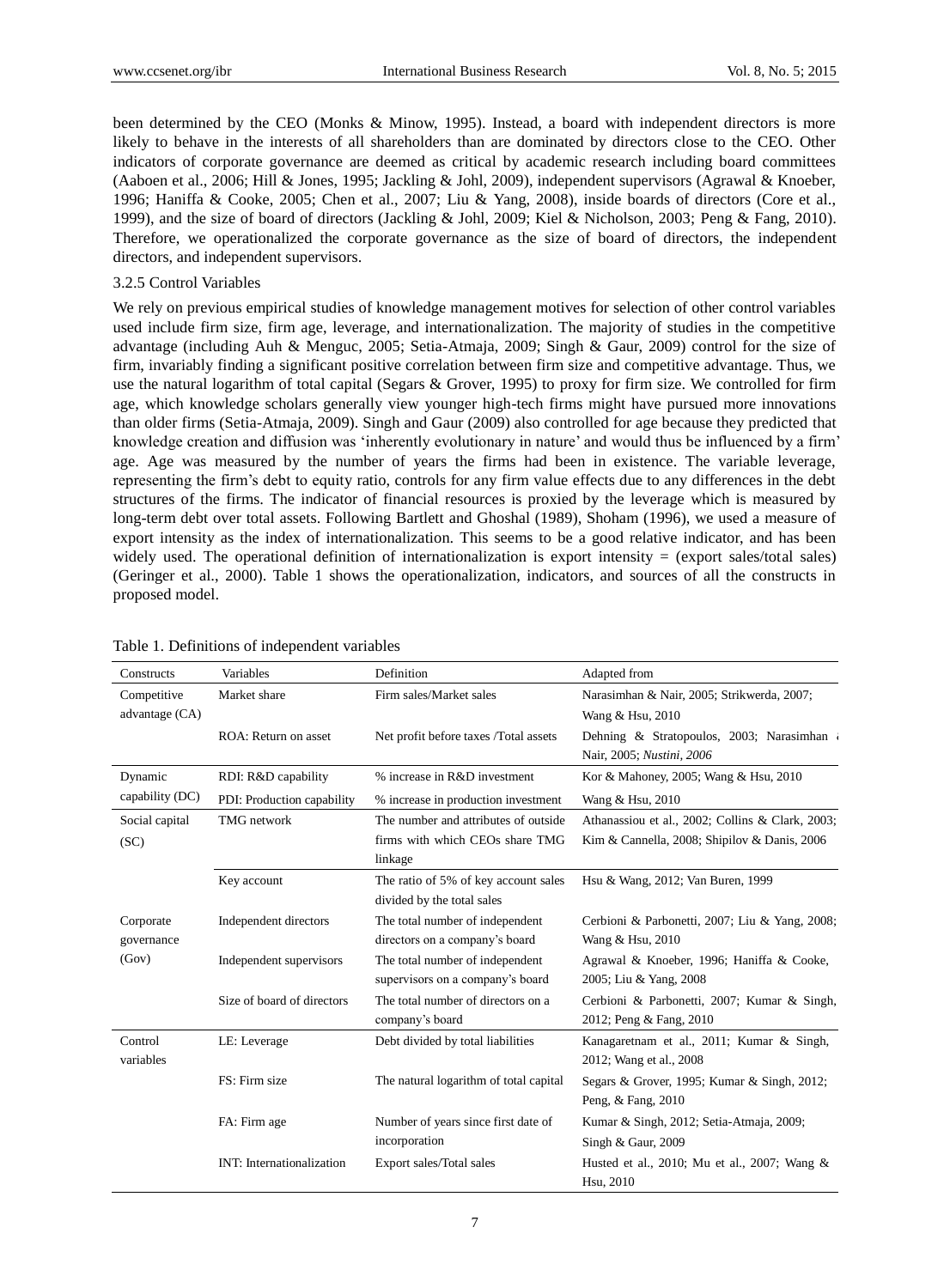been determined by the CEO (Monks & Minow, 1995). Instead, a board with independent directors is more likely to behave in the interests of all shareholders than are dominated by directors close to the CEO. Other indicators of corporate governance are deemed as critical by academic research including board committees (Aaboen et al., 2006; Hill & Jones, 1995; Jackling & Johl, 2009), independent supervisors (Agrawal & Knoeber, 1996; Haniffa & Cooke, 2005; Chen et al., 2007; Liu & Yang, 2008), inside boards of directors (Core et al., 1999), and the size of board of directors (Jackling & Johl, 2009; Kiel & Nicholson, 2003; Peng & Fang, 2010). Therefore, we operationalized the corporate governance as the size of board of directors, the independent directors, and independent supervisors.

### 3.2.5 Control Variables

We rely on previous empirical studies of knowledge management motives for selection of other control variables used include firm size, firm age, leverage, and internationalization. The majority of studies in the competitive advantage (including Auh & Menguc, 2005; Setia-Atmaja, 2009; Singh & Gaur, 2009) control for the size of firm, invariably finding a significant positive correlation between firm size and competitive advantage. Thus, we use the natural logarithm of total capital (Segars & Grover, 1995) to proxy for firm size. We controlled for firm age, which knowledge scholars generally view younger high-tech firms might have pursued more innovations than older firms (Setia-Atmaja, 2009). Singh and Gaur (2009) also controlled for age because they predicted that knowledge creation and diffusion was 'inherently evolutionary in nature' and would thus be influenced by a firm' age. Age was measured by the number of years the firms had been in existence. The variable leverage, representing the firm's debt to equity ratio, controls for any firm value effects due to any differences in the debt structures of the firms. The indicator of financial resources is proxied by the leverage which is measured by long-term debt over total assets. Following Bartlett and Ghoshal (1989), Shoham (1996), we used a measure of export intensity as the index of internationalization. This seems to be a good relative indicator, and has been widely used. The operational definition of internationalization is export intensity = (export sales/total sales) (Geringer et al., 2000). Table 1 shows the operationalization, indicators, and sources of all the constructs in proposed model.

Table 1. Definitions of independent variables

| Constructs | Variables | Definition | Adapted from |
|---|---|---|---|
| Competitive advantage (CA) | Market share | Firm sales/Market sales | Narasimhan & Nair, 2005; Strikwerda, 2007; Wang & Hsu, 2010 |
| | ROA: Return on asset | Net profit before taxes /Total assets | Dehning & Stratopoulos, 2003; Narasimhan & Nair, 2005; *Nustini, 2006* |
| Dynamic capability (DC) | RDI: R&D capability | % increase in R&D investment | Kor & Mahoney, 2005; Wang & Hsu, 2010 |
| | PDI: Production capability | % increase in production investment | Wang & Hsu, 2010 |
| Social capital (SC) | TMG network | The number and attributes of outside firms with which CEOs share TMG linkage | Athanassiou et al., 2002; Collins & Clark, 2003; Kim & Cannella, 2008; Shipilov & Danis, 2006 |
| | Key account | The ratio of 5% of key account sales divided by the total sales | Hsu & Wang, 2012; Van Buren, 1999 |
| Corporate governance (Gov) | Independent directors | The total number of independent directors on a company's board | Cerbioni & Parbonetti, 2007; Liu & Yang, 2008; Wang & Hsu, 2010 |
| | Independent supervisors | The total number of independent supervisors on a company's board | Agrawal & Knoeber, 1996; Haniffa & Cooke, 2005; Liu & Yang, 2008 |
| | Size of board of directors | The total number of directors on a company's board | Cerbioni & Parbonetti, 2007; Kumar & Singh, 2012; Peng & Fang, 2010 |
| Control variables | LE: Leverage | Debt divided by total liabilities | Kanagaretnam et al., 2011; Kumar & Singh, 2012; Wang et al., 2008 |
| | FS: Firm size | The natural logarithm of total capital | Segars & Grover, 1995; Kumar & Singh, 2012; Peng, & Fang, 2010 |
| | FA: Firm age | Number of years since first date of incorporation | Kumar & Singh, 2012; Setia-Atmaja, 2009; Singh & Gaur, 2009 |
| | INT: Internationalization | Export sales/Total sales | Husted et al., 2010; Mu et al., 2007; Wang & Hsu, 2010 |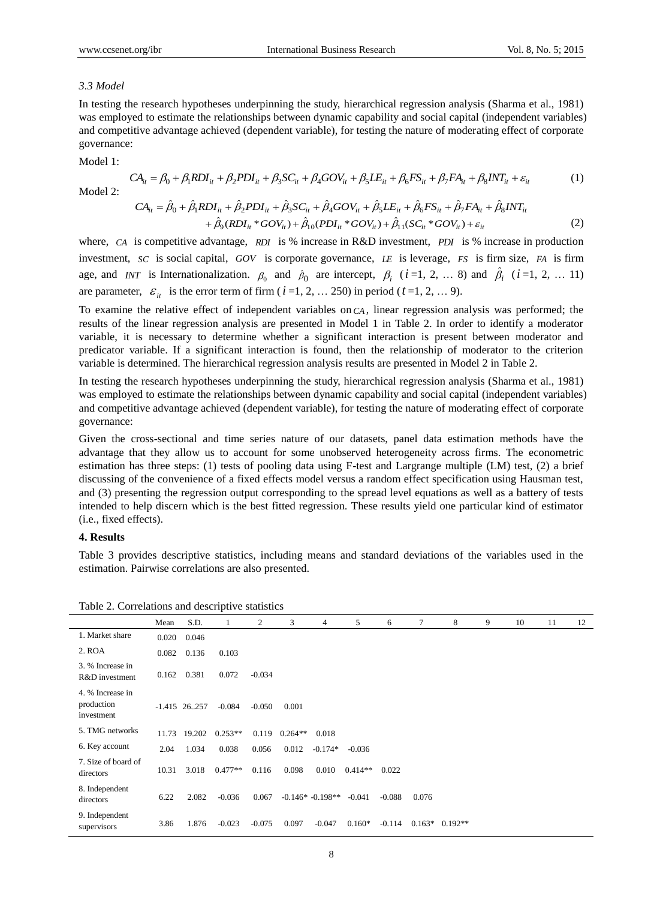*3.3 Model*

In testing the research hypotheses underpinning the study, hierarchical regression analysis (Sharma et al., 1981) was employed to estimate the relationships between dynamic capability and social capital (independent variables) and competitive advantage achieved (dependent variable), for testing the nature of moderating effect of corporate governance:

Model 1:

$$CA_{it} = \beta_0 + \beta_1 RDI_{it} + \beta_2 PDI_{it} + \beta_3 SC_{it} + \beta_4 GOV_{it} + \beta_5 LE_{it} + \beta_6 FS_{it} + \beta_7 FA_{it} + \beta_8 INT_{it} + \varepsilon_{it} \tag{1}$$

Model 2:

$$CA_{it} = \hat{\beta}_0 + \hat{\beta}_1 RDI_{it} + \hat{\beta}_2 PDI_{it} + \hat{\beta}_3 SC_{it} + \hat{\beta}_4 GOV_{it} + \hat{\beta}_5 LE_{it} + \hat{\beta}_6 FS_{it} + \hat{\beta}_7 FA_{it} + \hat{\beta}_8 INT_{it} + \hat{\beta}_9 (RDI_{it} * GOV_{it}) + \hat{\beta}_{10} (PDI_{it} * GOV_{it}) + \hat{\beta}_{11} (SC_{it} * GOV_{it}) + \varepsilon_{it} \tag{2}$$

where, $CA$ is competitive advantage, $RDI$ is % increase in R&D investment, $PDI$ is % increase in production investment, $SC$ is social capital, $GOV$ is corporate governance, $LE$ is leverage, $FS$ is firm size, $FA$ is firm age, and $INT$ is Internationalization. $\beta_0$ and $\hat{\beta}_0$ are intercept, $\beta_i$ ($i$ =1, 2, … 8) and $\hat{\beta}_i$ ($i$ =1, 2, … 11) are parameter, $\varepsilon_{it}$ is the error term of firm ($i$ =1, 2, … 250) in period ($t$ =1, 2, … 9).

To examine the relative effect of independent variables on $CA$, linear regression analysis was performed; the results of the linear regression analysis are presented in Model 1 in Table 2. In order to identify a moderator variable, it is necessary to determine whether a significant interaction is present between moderator and predicator variable. If a significant interaction is found, then the relationship of moderator to the criterion variable is determined. The hierarchical regression analysis results are presented in Model 2 in Table 2.

In testing the research hypotheses underpinning the study, hierarchical regression analysis (Sharma et al., 1981) was employed to estimate the relationships between dynamic capability and social capital (independent variables) and competitive advantage achieved (dependent variable), for testing the nature of moderating effect of corporate governance:

Given the cross-sectional and time series nature of our datasets, panel data estimation methods have the advantage that they allow us to account for some unobserved heterogeneity across firms. The econometric estimation has three steps: (1) tests of pooling data using F-test and Largrange multiple (LM) test, (2) a brief discussing of the convenience of a fixed effects model versus a random effect specification using Hausman test, and (3) presenting the regression output corresponding to the spread level equations as well as a battery of tests intended to help discern which is the best fitted regression. These results yield one particular kind of estimator (i.e., fixed effects).

**4. Results**

Table 3 provides descriptive statistics, including means and standard deviations of the variables used in the estimation. Pairwise correlations are also presented.

Table 2. Correlations and descriptive statistics

| | Mean | S.D. | 1 | 2 | 3 | 4 | 5 | 6 | 7 | 8 | 9 | 10 | 11 | 12 |
|---|---|---|---|---|---|---|---|---|---|---|---|---|---|---|
| 1. Market share | 0.020 | 0.046 | | | | | | | | | | | | |
| 2. ROA | 0.082 | 0.136 | 0.103 | | | | | | | | | | | |
| 3. % Increase in R&D investment | 0.162 | 0.381 | 0.072 | -0.034 | | | | | | | | | | |
| 4. % Increase in production investment | -1.415 | 26..257 | -0.084 | -0.050 | 0.001 | | | | | | | | | |
| 5. TMG networks | 11.73 | 19.202 | 0.253** | 0.119 | 0.264** | 0.018 | | | | | | | | |
| 6. Key account | 2.04 | 1.034 | 0.038 | 0.056 | 0.012 | -0.174* | -0.036 | | | | | | | |
| 7. Size of board of directors | 10.31 | 3.018 | 0.477** | 0.116 | 0.098 | 0.010 | 0.414** | 0.022 | | | | | | |
| 8. Independent directors | 6.22 | 2.082 | -0.036 | 0.067 | -0.146* | -0.198** | -0.041 | -0.088 | 0.076 | | | | | |
| 9. Independent supervisors | 3.86 | 1.876 | -0.023 | -0.075 | 0.097 | -0.047 | 0.160* | -0.114 | 0.163* | 0.192** | | | | |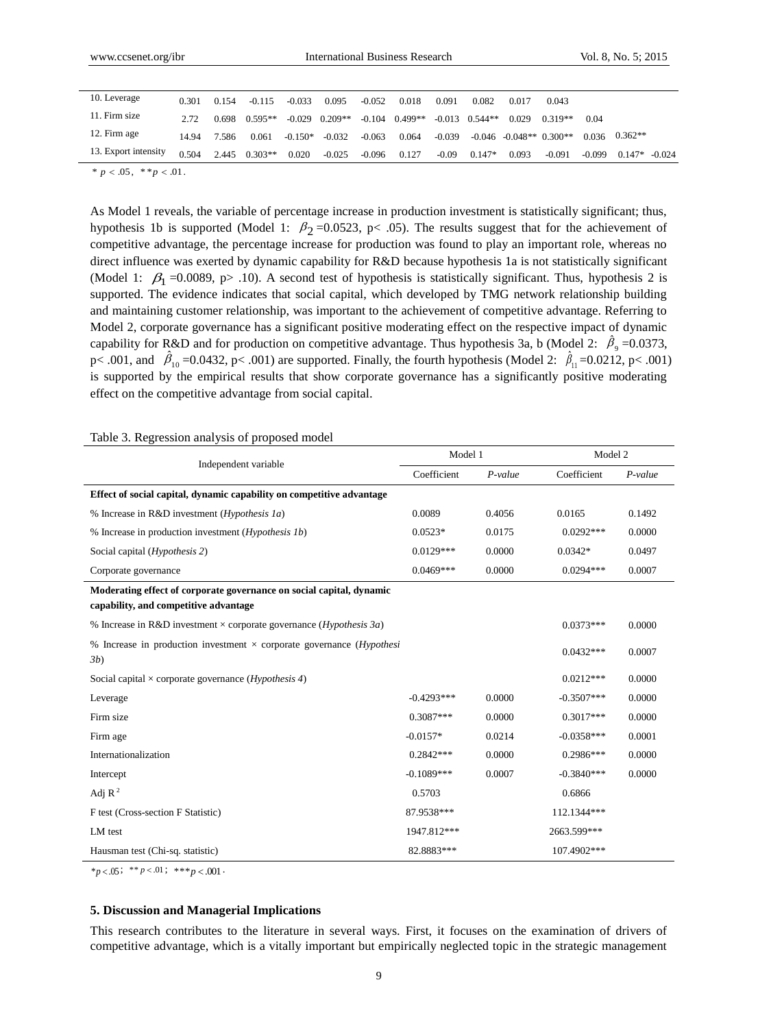| | | | | | | | | | | | | | |
|---|---|---|---|---|---|---|---|---|---|---|---|---|---|
| 10. Leverage | 0.301 | 0.154 | -0.115 | -0.033 | 0.095 | -0.052 | 0.018 | 0.091 | 0.082 | 0.017 | 0.043 | | |
| 11. Firm size | 2.72 | 0.698 | 0.595** | -0.029 | 0.209** | -0.104 | 0.499** | -0.013 | 0.544** | 0.029 | 0.319** | 0.04 | |
| 12. Firm age | 14.94 | 7.586 | 0.061 | -0.150* | -0.032 | -0.063 | 0.064 | -0.039 | -0.046 | -0.048** | 0.300** | 0.036 | 0.362** |
| 13. Export intensity | 0.504 | 2.445 | 0.303** | 0.020 | -0.025 | -0.096 | 0.127 | -0.09 | 0.147* | 0.093 | -0.091 | -0.099 | 0.147* | -0.024 |

\* $p < .05$, \*\*$p < .01$.

As Model 1 reveals, the variable of percentage increase in production investment is statistically significant; thus, hypothesis 1b is supported (Model 1: $\beta_2$ =0.0523, p< .05). The results suggest that for the achievement of competitive advantage, the percentage increase for production was found to play an important role, whereas no direct influence was exerted by dynamic capability for R&D because hypothesis 1a is not statistically significant (Model 1: $\beta_1$ =0.0089, p> .10). A second test of hypothesis is statistically significant. Thus, hypothesis 2 is supported. The evidence indicates that social capital, which developed by TMG network relationship building and maintaining customer relationship, was important to the achievement of competitive advantage. Referring to Model 2, corporate governance has a significant positive moderating effect on the respective impact of dynamic capability for R&D and for production on competitive advantage. Thus hypothesis 3a, b (Model 2: $\hat{\beta}_9$ =0.0373, p< .001, and $\hat{\beta}_{10}$ =0.0432, p< .001) are supported. Finally, the fourth hypothesis (Model 2: $\hat{\beta}_{11}$ =0.0212, p< .001) is supported by the empirical results that show corporate governance has a significantly positive moderating effect on the competitive advantage from social capital.

Table 3. Regression analysis of proposed model

| Independent variable | Model 1 | | Model 2 | |
|---|---|---|---|---|
| | Coefficient | *P-value* | Coefficient | *P-value* |
| **Effect of social capital, dynamic capability on competitive advantage** | | | | |
| % Increase in R&D investment (*Hypothesis 1a*) | 0.0089 | 0.4056 | 0.0165 | 0.1492 |
| % Increase in production investment (*Hypothesis 1b*) | 0.0523* | 0.0175 | 0.0292*** | 0.0000 |
| Social capital (*Hypothesis 2*) | 0.0129*** | 0.0000 | 0.0342* | 0.0497 |
| Corporate governance | 0.0469*** | 0.0000 | 0.0294*** | 0.0007 |
| **Moderating effect of corporate governance on social capital, dynamic capability, and competitive advantage** | | | | |
| % Increase in R&D investment × corporate governance (*Hypothesis 3a*) | | | 0.0373*** | 0.0000 |
| % Increase in production investment × corporate governance (*Hypothesi 3b*) | | | 0.0432*** | 0.0007 |
| Social capital × corporate governance (*Hypothesis 4*) | | | 0.0212*** | 0.0000 |
| Leverage | -0.4293*** | 0.0000 | -0.3507*** | 0.0000 |
| Firm size | 0.3087*** | 0.0000 | 0.3017*** | 0.0000 |
| Firm age | -0.0157* | 0.0214 | -0.0358*** | 0.0001 |
| Internationalization | 0.2842*** | 0.0000 | 0.2986*** | 0.0000 |
| Intercept | -0.1089*** | 0.0007 | -0.3840*** | 0.0000 |
| Adj $R^2$ | 0.5703 | | 0.6866 | |
| F test (Cross-section F Statistic) | 87.9538*** | | 112.1344*** | |
| LM test | 1947.812*** | | 2663.599*** | |
| Hausman test (Chi-sq. statistic) | 82.8883*** | | 107.4902*** | |

\*$p < .05$; \*\* $p < .01$; \*\*\*$p < .001$.

## 5. Discussion and Managerial Implications

This research contributes to the literature in several ways. First, it focuses on the examination of drivers of competitive advantage, which is a vitally important but empirically neglected topic in the strategic management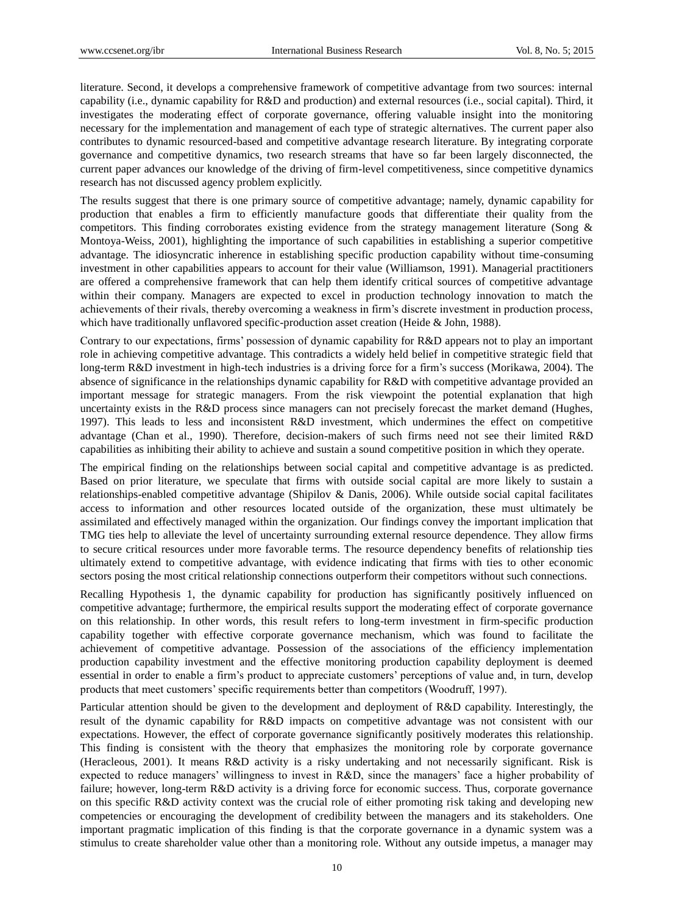literature. Second, it develops a comprehensive framework of competitive advantage from two sources: internal capability (i.e., dynamic capability for R&D and production) and external resources (i.e., social capital). Third, it investigates the moderating effect of corporate governance, offering valuable insight into the monitoring necessary for the implementation and management of each type of strategic alternatives. The current paper also contributes to dynamic resourced-based and competitive advantage research literature. By integrating corporate governance and competitive dynamics, two research streams that have so far been largely disconnected, the current paper advances our knowledge of the driving of firm-level competitiveness, since competitive dynamics research has not discussed agency problem explicitly.

The results suggest that there is one primary source of competitive advantage; namely, dynamic capability for production that enables a firm to efficiently manufacture goods that differentiate their quality from the competitors. This finding corroborates existing evidence from the strategy management literature (Song & Montoya-Weiss, 2001), highlighting the importance of such capabilities in establishing a superior competitive advantage. The idiosyncratic inherence in establishing specific production capability without time-consuming investment in other capabilities appears to account for their value (Williamson, 1991). Managerial practitioners are offered a comprehensive framework that can help them identify critical sources of competitive advantage within their company. Managers are expected to excel in production technology innovation to match the achievements of their rivals, thereby overcoming a weakness in firm's discrete investment in production process, which have traditionally unflavored specific-production asset creation (Heide & John, 1988).

Contrary to our expectations, firms' possession of dynamic capability for R&D appears not to play an important role in achieving competitive advantage. This contradicts a widely held belief in competitive strategic field that long-term R&D investment in high-tech industries is a driving force for a firm's success (Morikawa, 2004). The absence of significance in the relationships dynamic capability for R&D with competitive advantage provided an important message for strategic managers. From the risk viewpoint the potential explanation that high uncertainty exists in the R&D process since managers can not precisely forecast the market demand (Hughes, 1997). This leads to less and inconsistent R&D investment, which undermines the effect on competitive advantage (Chan et al., 1990). Therefore, decision-makers of such firms need not see their limited R&D capabilities as inhibiting their ability to achieve and sustain a sound competitive position in which they operate.

The empirical finding on the relationships between social capital and competitive advantage is as predicted. Based on prior literature, we speculate that firms with outside social capital are more likely to sustain a relationships-enabled competitive advantage (Shipilov & Danis, 2006). While outside social capital facilitates access to information and other resources located outside of the organization, these must ultimately be assimilated and effectively managed within the organization. Our findings convey the important implication that TMG ties help to alleviate the level of uncertainty surrounding external resource dependence. They allow firms to secure critical resources under more favorable terms. The resource dependency benefits of relationship ties ultimately extend to competitive advantage, with evidence indicating that firms with ties to other economic sectors posing the most critical relationship connections outperform their competitors without such connections.

Recalling Hypothesis 1, the dynamic capability for production has significantly positively influenced on competitive advantage; furthermore, the empirical results support the moderating effect of corporate governance on this relationship. In other words, this result refers to long-term investment in firm-specific production capability together with effective corporate governance mechanism, which was found to facilitate the achievement of competitive advantage. Possession of the associations of the efficiency implementation production capability investment and the effective monitoring production capability deployment is deemed essential in order to enable a firm's product to appreciate customers' perceptions of value and, in turn, develop products that meet customers' specific requirements better than competitors (Woodruff, 1997).

Particular attention should be given to the development and deployment of R&D capability. Interestingly, the result of the dynamic capability for R&D impacts on competitive advantage was not consistent with our expectations. However, the effect of corporate governance significantly positively moderates this relationship. This finding is consistent with the theory that emphasizes the monitoring role by corporate governance (Heracleous, 2001). It means R&D activity is a risky undertaking and not necessarily significant. Risk is expected to reduce managers' willingness to invest in R&D, since the managers' face a higher probability of failure; however, long-term R&D activity is a driving force for economic success. Thus, corporate governance on this specific R&D activity context was the crucial role of either promoting risk taking and developing new competencies or encouraging the development of credibility between the managers and its stakeholders. One important pragmatic implication of this finding is that the corporate governance in a dynamic system was a stimulus to create shareholder value other than a monitoring role. Without any outside impetus, a manager may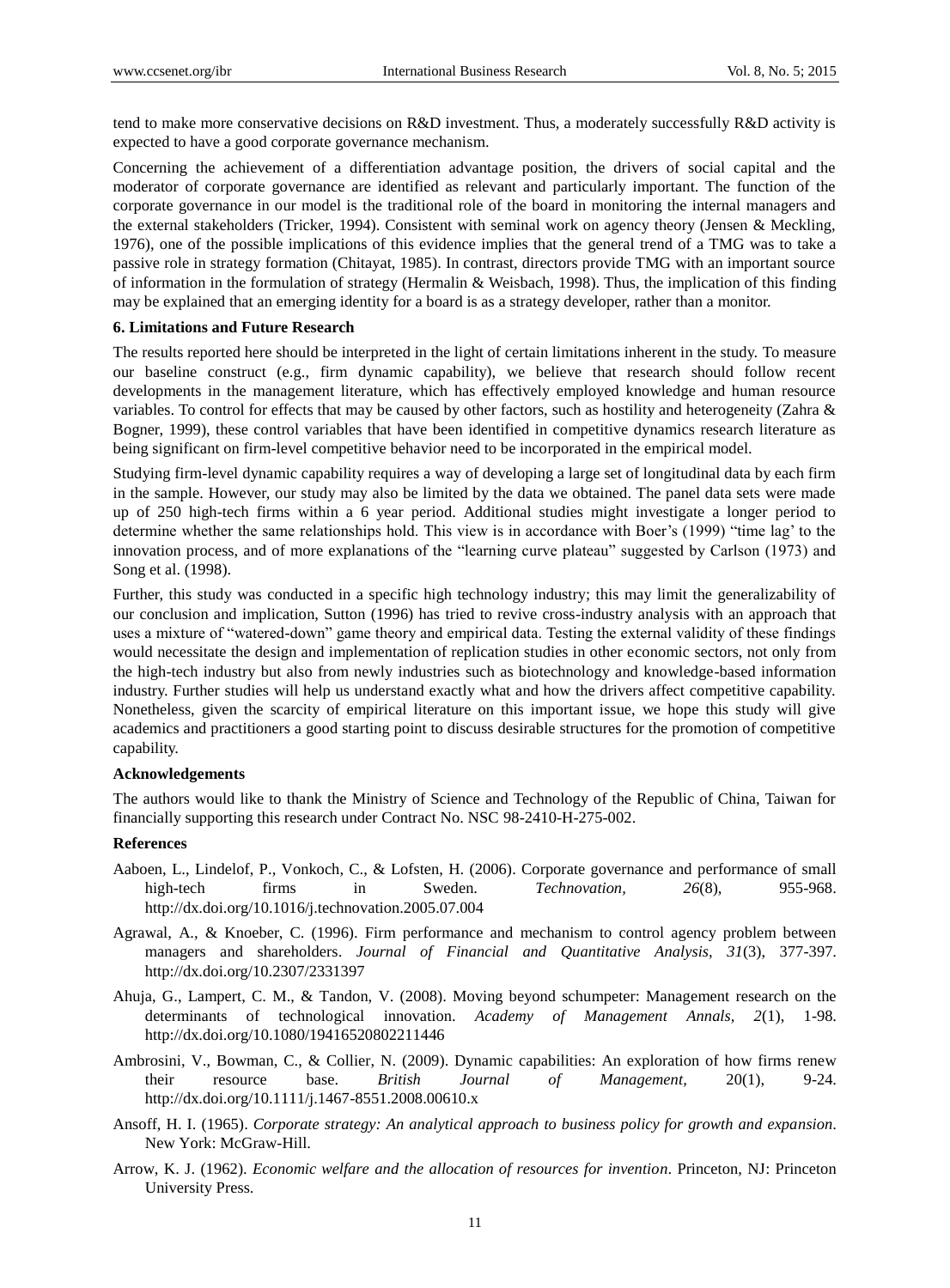tend to make more conservative decisions on R&D investment. Thus, a moderately successfully R&D activity is expected to have a good corporate governance mechanism.

Concerning the achievement of a differentiation advantage position, the drivers of social capital and the moderator of corporate governance are identified as relevant and particularly important. The function of the corporate governance in our model is the traditional role of the board in monitoring the internal managers and the external stakeholders (Tricker, 1994). Consistent with seminal work on agency theory (Jensen & Meckling, 1976), one of the possible implications of this evidence implies that the general trend of a TMG was to take a passive role in strategy formation (Chitayat, 1985). In contrast, directors provide TMG with an important source of information in the formulation of strategy (Hermalin & Weisbach, 1998). Thus, the implication of this finding may be explained that an emerging identity for a board is as a strategy developer, rather than a monitor.

## 6. Limitations and Future Research

The results reported here should be interpreted in the light of certain limitations inherent in the study. To measure our baseline construct (e.g., firm dynamic capability), we believe that research should follow recent developments in the management literature, which has effectively employed knowledge and human resource variables. To control for effects that may be caused by other factors, such as hostility and heterogeneity (Zahra & Bogner, 1999), these control variables that have been identified in competitive dynamics research literature as being significant on firm-level competitive behavior need to be incorporated in the empirical model.

Studying firm-level dynamic capability requires a way of developing a large set of longitudinal data by each firm in the sample. However, our study may also be limited by the data we obtained. The panel data sets were made up of 250 high-tech firms within a 6 year period. Additional studies might investigate a longer period to determine whether the same relationships hold. This view is in accordance with Boer's (1999) "time lag' to the innovation process, and of more explanations of the "learning curve plateau" suggested by Carlson (1973) and Song et al. (1998).

Further, this study was conducted in a specific high technology industry; this may limit the generalizability of our conclusion and implication, Sutton (1996) has tried to revive cross-industry analysis with an approach that uses a mixture of "watered-down" game theory and empirical data. Testing the external validity of these findings would necessitate the design and implementation of replication studies in other economic sectors, not only from the high-tech industry but also from newly industries such as biotechnology and knowledge-based information industry. Further studies will help us understand exactly what and how the drivers affect competitive capability. Nonetheless, given the scarcity of empirical literature on this important issue, we hope this study will give academics and practitioners a good starting point to discuss desirable structures for the promotion of competitive capability.

## Acknowledgements

The authors would like to thank the Ministry of Science and Technology of the Republic of China, Taiwan for financially supporting this research under Contract No. NSC 98-2410-H-275-002.

## References

Aaboen, L., Lindelof, P., Vonkoch, C., & Lofsten, H. (2006). Corporate governance and performance of small high-tech firms in Sweden. *Technovation, 26*(8), 955-968. http://dx.doi.org/10.1016/j.technovation.2005.07.004

Agrawal, A., & Knoeber, C. (1996). Firm performance and mechanism to control agency problem between managers and shareholders. *Journal of Financial and Quantitative Analysis, 31*(3), 377-397. http://dx.doi.org/10.2307/2331397

Ahuja, G., Lampert, C. M., & Tandon, V. (2008). Moving beyond schumpeter: Management research on the determinants of technological innovation. *Academy of Management Annals, 2*(1), 1-98. http://dx.doi.org/10.1080/19416520802211446

Ambrosini, V., Bowman, C., & Collier, N. (2009). Dynamic capabilities: An exploration of how firms renew their resource base. *British Journal of Management,* 20(1), 9-24. http://dx.doi.org/10.1111/j.1467-8551.2008.00610.x

Ansoff, H. I. (1965). *Corporate strategy: An analytical approach to business policy for growth and expansion*. New York: McGraw-Hill.

Arrow, K. J. (1962). *Economic welfare and the allocation of resources for invention*. Princeton, NJ: Princeton University Press.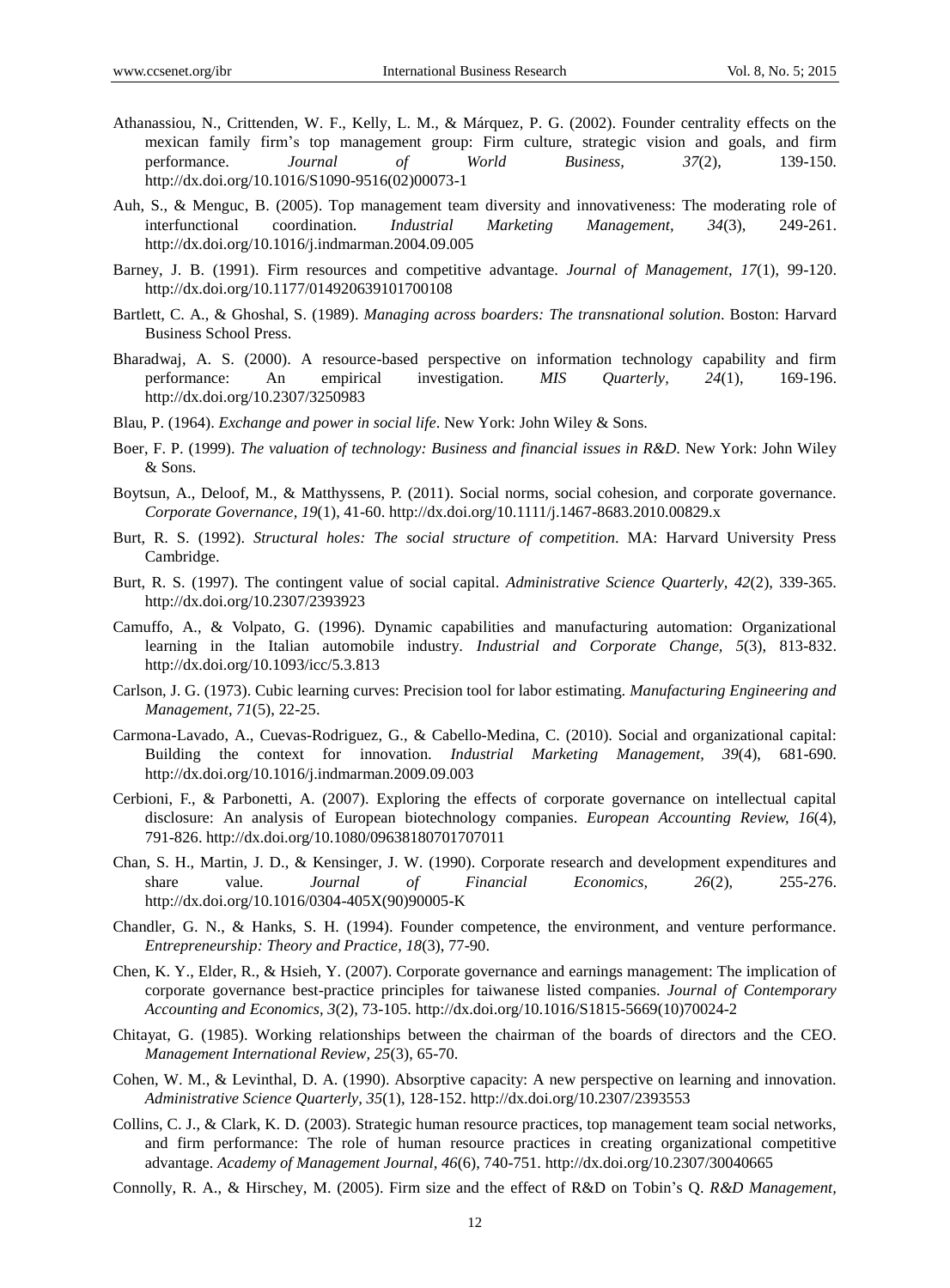Athanassiou, N., Crittenden, W. F., Kelly, L. M., & Márquez, P. G. (2002). Founder centrality effects on the mexican family firm's top management group: Firm culture, strategic vision and goals, and firm performance. *Journal of World Business, 37*(2), 139-150. http://dx.doi.org/10.1016/S1090-9516(02)00073-1

Auh, S., & Menguc, B. (2005). Top management team diversity and innovativeness: The moderating role of interfunctional coordination. *Industrial Marketing Management, 34*(3), 249-261. http://dx.doi.org/10.1016/j.indmarman.2004.09.005

Barney, J. B. (1991). Firm resources and competitive advantage. *Journal of Management, 17*(1), 99-120. http://dx.doi.org/10.1177/014920639101700108

Bartlett, C. A., & Ghoshal, S. (1989). *Managing across boarders: The transnational solution*. Boston: Harvard Business School Press.

Bharadwaj, A. S. (2000). A resource-based perspective on information technology capability and firm performance: An empirical investigation. *MIS Quarterly, 24*(1), 169-196. http://dx.doi.org/10.2307/3250983

Blau, P. (1964). *Exchange and power in social life*. New York: John Wiley & Sons.

Boer, F. P. (1999). *The valuation of technology: Business and financial issues in R&D*. New York: John Wiley & Sons.

Boytsun, A., Deloof, M., & Matthyssens, P. (2011). Social norms, social cohesion, and corporate governance. *Corporate Governance, 19*(1), 41-60. http://dx.doi.org/10.1111/j.1467-8683.2010.00829.x

Burt, R. S. (1992). *Structural holes: The social structure of competition*. MA: Harvard University Press Cambridge.

Burt, R. S. (1997). The contingent value of social capital. *Administrative Science Quarterly, 42*(2), 339-365. http://dx.doi.org/10.2307/2393923

Camuffo, A., & Volpato, G. (1996). Dynamic capabilities and manufacturing automation: Organizational learning in the Italian automobile industry. *Industrial and Corporate Change, 5*(3), 813-832. http://dx.doi.org/10.1093/icc/5.3.813

Carlson, J. G. (1973). Cubic learning curves: Precision tool for labor estimating. *Manufacturing Engineering and Management, 71*(5), 22-25.

Carmona-Lavado, A., Cuevas-Rodriguez, G., & Cabello-Medina, C. (2010). Social and organizational capital: Building the context for innovation. *Industrial Marketing Management, 39*(4), 681-690. http://dx.doi.org/10.1016/j.indmarman.2009.09.003

Cerbioni, F., & Parbonetti, A. (2007). Exploring the effects of corporate governance on intellectual capital disclosure: An analysis of European biotechnology companies. *European Accounting Review, 16*(4), 791-826. http://dx.doi.org/10.1080/09638180701707011

Chan, S. H., Martin, J. D., & Kensinger, J. W. (1990). Corporate research and development expenditures and share value. *Journal of Financial Economics, 26*(2), 255-276. http://dx.doi.org/10.1016/0304-405X(90)90005-K

Chandler, G. N., & Hanks, S. H. (1994). Founder competence, the environment, and venture performance. *Entrepreneurship: Theory and Practice, 18*(3), 77-90.

Chen, K. Y., Elder, R., & Hsieh, Y. (2007). Corporate governance and earnings management: The implication of corporate governance best-practice principles for taiwanese listed companies. *Journal of Contemporary Accounting and Economics, 3*(2), 73-105. http://dx.doi.org/10.1016/S1815-5669(10)70024-2

Chitayat, G. (1985). Working relationships between the chairman of the boards of directors and the CEO. *Management International Review, 25*(3), 65-70.

Cohen, W. M., & Levinthal, D. A. (1990). Absorptive capacity: A new perspective on learning and innovation. *Administrative Science Quarterly, 35*(1), 128-152. http://dx.doi.org/10.2307/2393553

Collins, C. J., & Clark, K. D. (2003). Strategic human resource practices, top management team social networks, and firm performance: The role of human resource practices in creating organizational competitive advantage. *Academy of Management Journal, 46*(6), 740-751. http://dx.doi.org/10.2307/30040665

Connolly, R. A., & Hirschey, M. (2005). Firm size and the effect of R&D on Tobin's Q. *R&D Management,*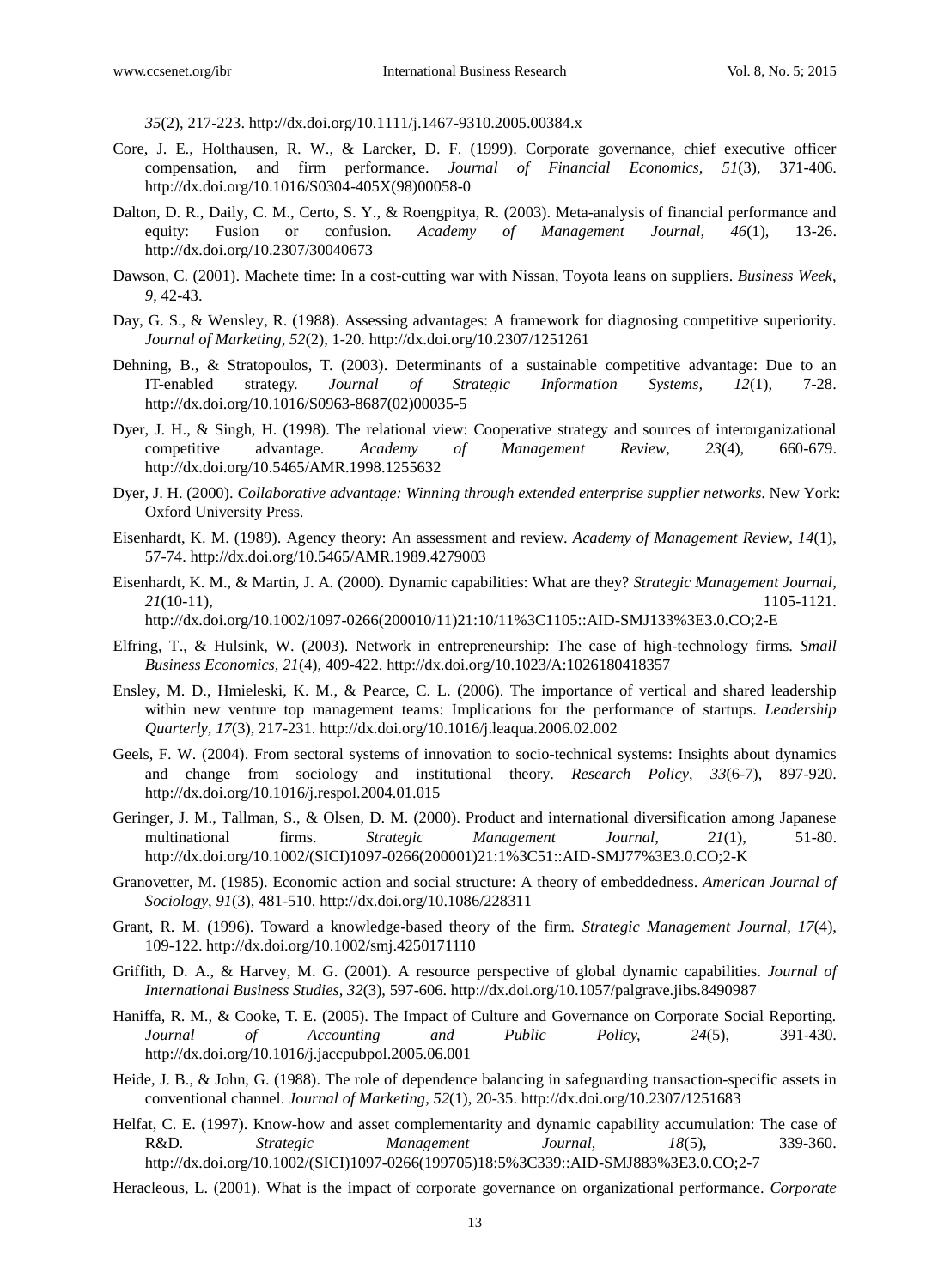*35*(2), 217-223. http://dx.doi.org/10.1111/j.1467-9310.2005.00384.x

Core, J. E., Holthausen, R. W., & Larcker, D. F. (1999). Corporate governance, chief executive officer compensation, and firm performance. *Journal of Financial Economics, 51*(3), 371-406. http://dx.doi.org/10.1016/S0304-405X(98)00058-0

Dalton, D. R., Daily, C. M., Certo, S. Y., & Roengpitya, R. (2003). Meta-analysis of financial performance and equity: Fusion or confusion. *Academy of Management Journal, 46*(1), 13-26. http://dx.doi.org/10.2307/30040673

Dawson, C. (2001). Machete time: In a cost-cutting war with Nissan, Toyota leans on suppliers. *Business Week, 9*, 42-43.

Day, G. S., & Wensley, R. (1988). Assessing advantages: A framework for diagnosing competitive superiority. *Journal of Marketing, 52*(2), 1-20. http://dx.doi.org/10.2307/1251261

Dehning, B., & Stratopoulos, T. (2003). Determinants of a sustainable competitive advantage: Due to an IT-enabled strategy. *Journal of Strategic Information Systems, 12*(1), 7-28. http://dx.doi.org/10.1016/S0963-8687(02)00035-5

Dyer, J. H., & Singh, H. (1998). The relational view: Cooperative strategy and sources of interorganizational competitive advantage. *Academy of Management Review, 23*(4), 660-679. http://dx.doi.org/10.5465/AMR.1998.1255632

Dyer, J. H. (2000). *Collaborative advantage: Winning through extended enterprise supplier networks*. New York: Oxford University Press.

Eisenhardt, K. M. (1989). Agency theory: An assessment and review. *Academy of Management Review, 14*(1), 57-74. http://dx.doi.org/10.5465/AMR.1989.4279003

Eisenhardt, K. M., & Martin, J. A. (2000). Dynamic capabilities: What are they? *Strategic Management Journal, 21*(10-11), 1105-1121. http://dx.doi.org/10.1002/1097-0266(200010/11)21:10/11%3C1105::AID-SMJ133%3E3.0.CO;2-E

Elfring, T., & Hulsink, W. (2003). Network in entrepreneurship: The case of high-technology firms. *Small Business Economics, 21*(4), 409-422. http://dx.doi.org/10.1023/A:1026180418357

Ensley, M. D., Hmieleski, K. M., & Pearce, C. L. (2006). The importance of vertical and shared leadership within new venture top management teams: Implications for the performance of startups. *Leadership Quarterly, 17*(3), 217-231. http://dx.doi.org/10.1016/j.leaqua.2006.02.002

Geels, F. W. (2004). From sectoral systems of innovation to socio-technical systems: Insights about dynamics and change from sociology and institutional theory. *Research Policy, 33*(6-7), 897-920. http://dx.doi.org/10.1016/j.respol.2004.01.015

Geringer, J. M., Tallman, S., & Olsen, D. M. (2000). Product and international diversification among Japanese multinational firms. *Strategic Management Journal, 21*(1), 51-80. http://dx.doi.org/10.1002/(SICI)1097-0266(200001)21:1%3C51::AID-SMJ77%3E3.0.CO;2-K

Granovetter, M. (1985). Economic action and social structure: A theory of embeddedness. *American Journal of Sociology, 91*(3), 481-510. http://dx.doi.org/10.1086/228311

Grant, R. M. (1996). Toward a knowledge-based theory of the firm. *Strategic Management Journal, 17*(4), 109-122. http://dx.doi.org/10.1002/smj.4250171110

Griffith, D. A., & Harvey, M. G. (2001). A resource perspective of global dynamic capabilities. *Journal of International Business Studies, 32*(3), 597-606. http://dx.doi.org/10.1057/palgrave.jibs.8490987

Haniffa, R. M., & Cooke, T. E. (2005). The Impact of Culture and Governance on Corporate Social Reporting. *Journal of Accounting and Public Policy, 24*(5), 391-430. http://dx.doi.org/10.1016/j.jaccpubpol.2005.06.001

Heide, J. B., & John, G. (1988). The role of dependence balancing in safeguarding transaction-specific assets in conventional channel. *Journal of Marketing, 52*(1), 20-35. http://dx.doi.org/10.2307/1251683

Helfat, C. E. (1997). Know-how and asset complementarity and dynamic capability accumulation: The case of R&D. *Strategic Management Journal, 18*(5), 339-360. http://dx.doi.org/10.1002/(SICI)1097-0266(199705)18:5%3C339::AID-SMJ883%3E3.0.CO;2-7

Heracleous, L. (2001). What is the impact of corporate governance on organizational performance. *Corporate*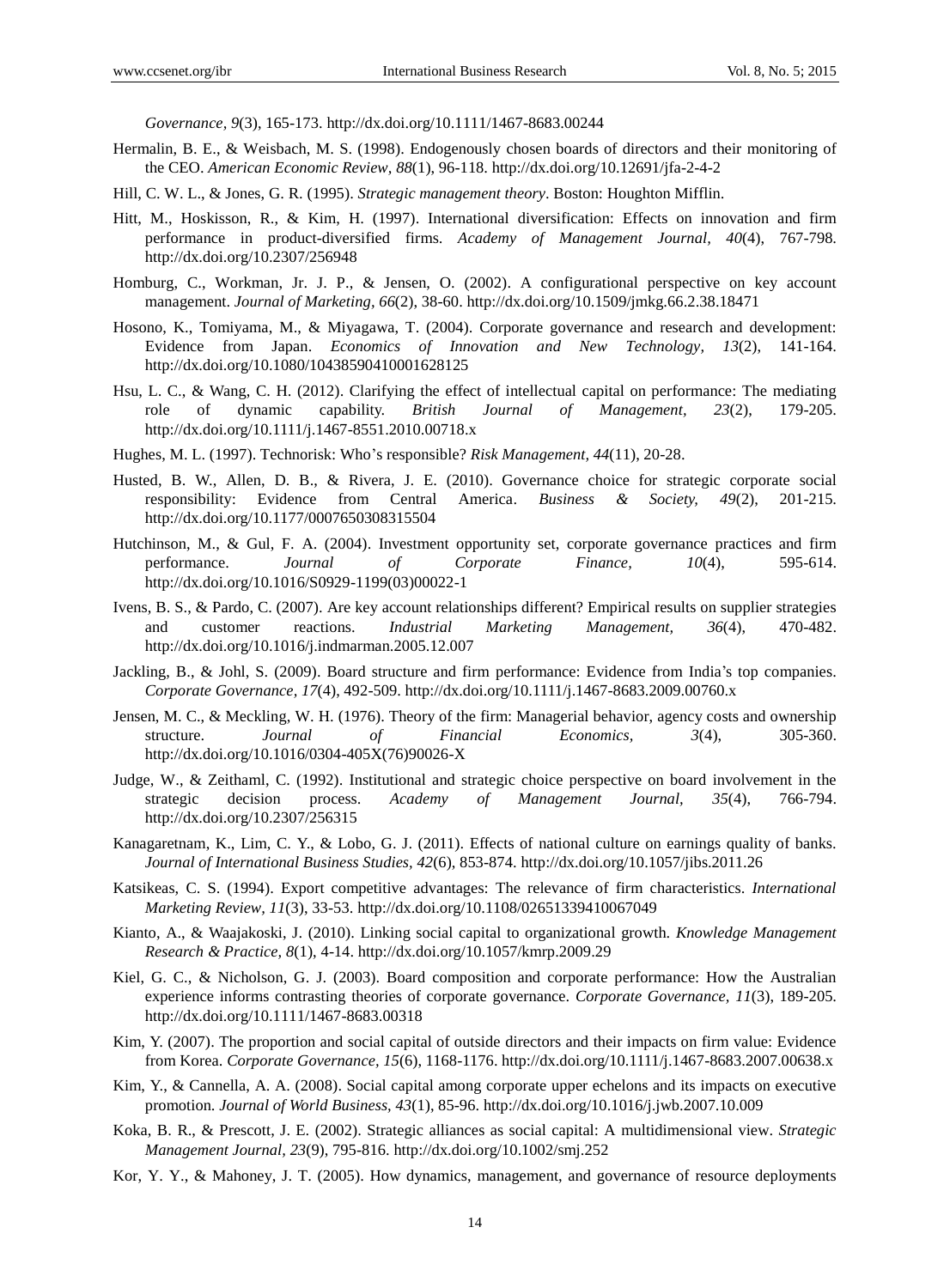*Governance, 9*(3), 165-173. http://dx.doi.org/10.1111/1467-8683.00244

Hermalin, B. E., & Weisbach, M. S. (1998). Endogenously chosen boards of directors and their monitoring of the CEO. *American Economic Review, 88*(1), 96-118. http://dx.doi.org/10.12691/jfa-2-4-2

Hill, C. W. L., & Jones, G. R. (1995). *Strategic management theory*. Boston: Houghton Mifflin.

Hitt, M., Hoskisson, R., & Kim, H. (1997). International diversification: Effects on innovation and firm performance in product-diversified firms. *Academy of Management Journal, 40*(4), 767-798. http://dx.doi.org/10.2307/256948

Homburg, C., Workman, Jr. J. P., & Jensen, O. (2002). A configurational perspective on key account management. *Journal of Marketing, 66*(2), 38-60. http://dx.doi.org/10.1509/jmkg.66.2.38.18471

Hosono, K., Tomiyama, M., & Miyagawa, T. (2004). Corporate governance and research and development: Evidence from Japan. *Economics of Innovation and New Technology, 13*(2), 141-164. http://dx.doi.org/10.1080/10438590410001628125

Hsu, L. C., & Wang, C. H. (2012). Clarifying the effect of intellectual capital on performance: The mediating role of dynamic capability. *British Journal of Management, 23*(2), 179-205. http://dx.doi.org/10.1111/j.1467-8551.2010.00718.x

Hughes, M. L. (1997). Technorisk: Who's responsible? *Risk Management, 44*(11), 20-28.

Husted, B. W., Allen, D. B., & Rivera, J. E. (2010). Governance choice for strategic corporate social responsibility: Evidence from Central America. *Business & Society, 49*(2), 201-215. http://dx.doi.org/10.1177/0007650308315504

Hutchinson, M., & Gul, F. A. (2004). Investment opportunity set, corporate governance practices and firm performance. *Journal of Corporate Finance, 10*(4), 595-614. http://dx.doi.org/10.1016/S0929-1199(03)00022-1

Ivens, B. S., & Pardo, C. (2007). Are key account relationships different? Empirical results on supplier strategies and customer reactions. *Industrial Marketing Management, 36*(4), 470-482. http://dx.doi.org/10.1016/j.indmarman.2005.12.007

Jackling, B., & Johl, S. (2009). Board structure and firm performance: Evidence from India's top companies. *Corporate Governance, 17*(4), 492-509. http://dx.doi.org/10.1111/j.1467-8683.2009.00760.x

Jensen, M. C., & Meckling, W. H. (1976). Theory of the firm: Managerial behavior, agency costs and ownership structure. *Journal of Financial Economics, 3*(4), 305-360. http://dx.doi.org/10.1016/0304-405X(76)90026-X

Judge, W., & Zeithaml, C. (1992). Institutional and strategic choice perspective on board involvement in the strategic decision process. *Academy of Management Journal, 35*(4), 766-794. http://dx.doi.org/10.2307/256315

Kanagaretnam, K., Lim, C. Y., & Lobo, G. J. (2011). Effects of national culture on earnings quality of banks. *Journal of International Business Studies, 42*(6), 853-874. http://dx.doi.org/10.1057/jibs.2011.26

Katsikeas, C. S. (1994). Export competitive advantages: The relevance of firm characteristics. *International Marketing Review, 11*(3), 33-53. http://dx.doi.org/10.1108/02651339410067049

Kianto, A., & Waajakoski, J. (2010). Linking social capital to organizational growth. *Knowledge Management Research & Practice, 8*(1), 4-14. http://dx.doi.org/10.1057/kmrp.2009.29

Kiel, G. C., & Nicholson, G. J. (2003). Board composition and corporate performance: How the Australian experience informs contrasting theories of corporate governance. *Corporate Governance, 11*(3), 189-205. http://dx.doi.org/10.1111/1467-8683.00318

Kim, Y. (2007). The proportion and social capital of outside directors and their impacts on firm value: Evidence from Korea. *Corporate Governance, 15*(6), 1168-1176. http://dx.doi.org/10.1111/j.1467-8683.2007.00638.x

Kim, Y., & Cannella, A. A. (2008). Social capital among corporate upper echelons and its impacts on executive promotion. *Journal of World Business, 43*(1), 85-96. http://dx.doi.org/10.1016/j.jwb.2007.10.009

Koka, B. R., & Prescott, J. E. (2002). Strategic alliances as social capital: A multidimensional view. *Strategic Management Journal, 23*(9), 795-816. http://dx.doi.org/10.1002/smj.252

Kor, Y. Y., & Mahoney, J. T. (2005). How dynamics, management, and governance of resource deployments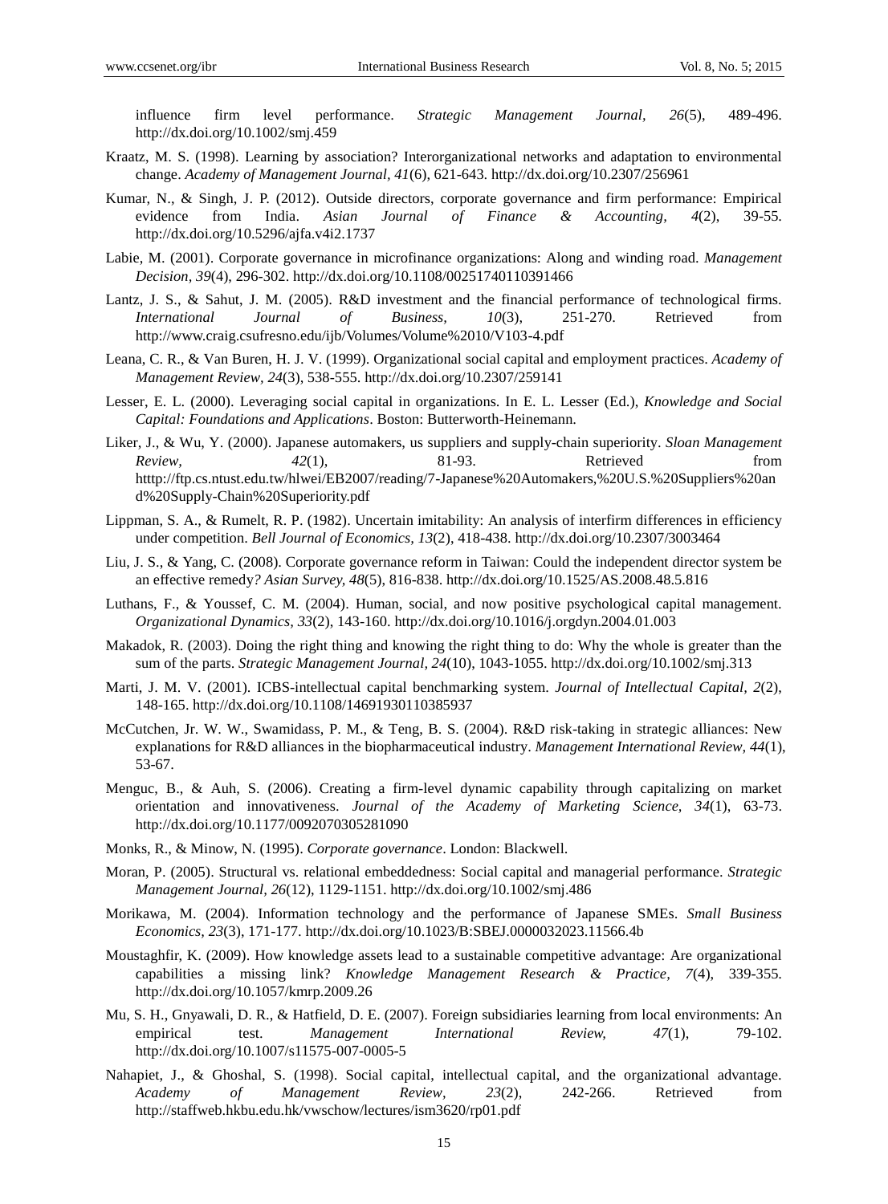influence firm level performance. *Strategic Management Journal*, *26*(5), 489-496. http://dx.doi.org/10.1002/smj.459

Kraatz, M. S. (1998). Learning by association? Interorganizational networks and adaptation to environmental change. *Academy of Management Journal*, *41*(6), 621-643. http://dx.doi.org/10.2307/256961

Kumar, N., & Singh, J. P. (2012). Outside directors, corporate governance and firm performance: Empirical evidence from India. *Asian Journal of Finance & Accounting*, *4*(2), 39-55. http://dx.doi.org/10.5296/ajfa.v4i2.1737

Labie, M. (2001). Corporate governance in microfinance organizations: Along and winding road. *Management Decision, 39*(4), 296-302. http://dx.doi.org/10.1108/00251740110391466

Lantz, J. S., & Sahut, J. M. (2005). R&D investment and the financial performance of technological firms. *International Journal of Business, 10*(3), 251-270. Retrieved from http://www.craig.csufresno.edu/ijb/Volumes/Volume%2010/V103-4.pdf

Leana, C. R., & Van Buren, H. J. V. (1999). Organizational social capital and employment practices. *Academy of Management Review, 24*(3), 538-555. http://dx.doi.org/10.2307/259141

Lesser, E. L. (2000). Leveraging social capital in organizations. In E. L. Lesser (Ed.), *Knowledge and Social Capital: Foundations and Applications*. Boston: Butterworth-Heinemann.

Liker, J., & Wu, Y. (2000). Japanese automakers, us suppliers and supply-chain superiority. *Sloan Management Review, 42*(1), 81-93. Retrieved from htttp://ftp.cs.ntust.edu.tw/hlwei/EB2007/reading/7-Japanese%20Automakers,%20U.S.%20Suppliers%20and%20Supply-Chain%20Superiority.pdf

Lippman, S. A., & Rumelt, R. P. (1982). Uncertain imitability: An analysis of interfirm differences in efficiency under competition. *Bell Journal of Economics, 13*(2), 418-438. http://dx.doi.org/10.2307/3003464

Liu, J. S., & Yang, C. (2008). Corporate governance reform in Taiwan: Could the independent director system be an effective remedy*? Asian Survey, 48*(5), 816-838. http://dx.doi.org/10.1525/AS.2008.48.5.816

Luthans, F., & Youssef, C. M. (2004). Human, social, and now positive psychological capital management. *Organizational Dynamics, 33*(2), 143-160. http://dx.doi.org/10.1016/j.orgdyn.2004.01.003

Makadok, R. (2003). Doing the right thing and knowing the right thing to do: Why the whole is greater than the sum of the parts. *Strategic Management Journal, 24*(10), 1043-1055. http://dx.doi.org/10.1002/smj.313

Marti, J. M. V. (2001). ICBS-intellectual capital benchmarking system. *Journal of Intellectual Capital, 2*(2), 148-165. http://dx.doi.org/10.1108/14691930110385937

McCutchen, Jr. W. W., Swamidass, P. M., & Teng, B. S. (2004). R&D risk-taking in strategic alliances: New explanations for R&D alliances in the biopharmaceutical industry. *Management International Review, 44*(1), 53-67.

Menguc, B., & Auh, S. (2006). Creating a firm-level dynamic capability through capitalizing on market orientation and innovativeness. *Journal of the Academy of Marketing Science, 34*(1), 63-73. http://dx.doi.org/10.1177/0092070305281090

Monks, R., & Minow, N. (1995). *Corporate governance*. London: Blackwell.

Moran, P. (2005). Structural vs. relational embeddedness: Social capital and managerial performance. *Strategic Management Journal, 26*(12), 1129-1151. http://dx.doi.org/10.1002/smj.486

Morikawa, M. (2004). Information technology and the performance of Japanese SMEs. *Small Business Economics, 23*(3), 171-177. http://dx.doi.org/10.1023/B:SBEJ.0000032023.11566.4b

Moustaghfir, K. (2009). How knowledge assets lead to a sustainable competitive advantage: Are organizational capabilities a missing link? *Knowledge Management Research & Practice*, *7*(4), 339-355. http://dx.doi.org/10.1057/kmrp.2009.26

Mu, S. H., Gnyawali, D. R., & Hatfield, D. E. (2007). Foreign subsidiaries learning from local environments: An empirical test. *Management International Review, 47*(1), 79-102. http://dx.doi.org/10.1007/s11575-007-0005-5

Nahapiet, J., & Ghoshal, S. (1998). Social capital, intellectual capital, and the organizational advantage. *Academy of Management Review, 23*(2), 242-266. Retrieved from http://staffweb.hkbu.edu.hk/vwschow/lectures/ism3620/rp01.pdf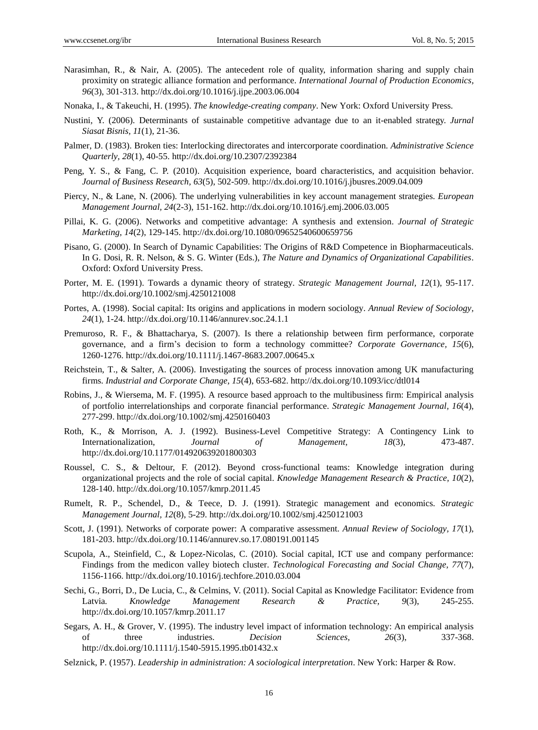Narasimhan, R., & Nair, A. (2005). The antecedent role of quality, information sharing and supply chain proximity on strategic alliance formation and performance. *International Journal of Production Economics, 96*(3), 301-313. http://dx.doi.org/10.1016/j.ijpe.2003.06.004

Nonaka, I., & Takeuchi, H. (1995). *The knowledge-creating company*. New York: Oxford University Press.

Nustini, Y. (2006). Determinants of sustainable competitive advantage due to an it-enabled strategy. *Jurnal Siasat Bisnis, 11*(1), 21-36.

Palmer, D. (1983). Broken ties: Interlocking directorates and intercorporate coordination. *Administrative Science Quarterly, 28*(1), 40-55. http://dx.doi.org/10.2307/2392384

Peng, Y. S., & Fang, C. P. (2010). Acquisition experience, board characteristics, and acquisition behavior. *Journal of Business Research, 63*(5), 502-509. http://dx.doi.org/10.1016/j.jbusres.2009.04.009

Piercy, N., & Lane, N. (2006). The underlying vulnerabilities in key account management strategies. *European Management Journal, 24*(2-3), 151-162. http://dx.doi.org/10.1016/j.emj.2006.03.005

Pillai, K. G. (2006). Networks and competitive advantage: A synthesis and extension. *Journal of Strategic Marketing, 14*(2), 129-145. http://dx.doi.org/10.1080/09652540600659756

Pisano, G. (2000). In Search of Dynamic Capabilities: The Origins of R&D Competence in Biopharmaceuticals. In G. Dosi, R. R. Nelson, & S. G. Winter (Eds.), *The Nature and Dynamics of Organizational Capabilities*. Oxford: Oxford University Press.

Porter, M. E. (1991). Towards a dynamic theory of strategy. *Strategic Management Journal, 12*(1), 95-117. http://dx.doi.org/10.1002/smj.4250121008

Portes, A. (1998). Social capital: Its origins and applications in modern sociology. *Annual Review of Sociology, 24*(1), 1-24. http://dx.doi.org/10.1146/annurev.soc.24.1.1

Premuroso, R. F., & Bhattacharya, S. (2007). Is there a relationship between firm performance, corporate governance, and a firm's decision to form a technology committee? *Corporate Governance, 15*(6), 1260-1276. http://dx.doi.org/10.1111/j.1467-8683.2007.00645.x

Reichstein, T., & Salter, A. (2006). Investigating the sources of process innovation among UK manufacturing firms. *Industrial and Corporate Change, 15*(4), 653-682. http://dx.doi.org/10.1093/icc/dtl014

Robins, J., & Wiersema, M. F. (1995). A resource based approach to the multibusiness firm: Empirical analysis of portfolio interrelationships and corporate financial performance. *Strategic Management Journal, 16*(4), 277-299. http://dx.doi.org/10.1002/smj.4250160403

Roth, K., & Morrison, A. J. (1992). Business-Level Competitive Strategy: A Contingency Link to Internationalization, *Journal of Management, 18*(3), 473-487. http://dx.doi.org/10.1177/014920639201800303

Roussel, C. S., & Deltour, F. (2012). Beyond cross-functional teams: Knowledge integration during organizational projects and the role of social capital. *Knowledge Management Research & Practice, 10*(2), 128-140. http://dx.doi.org/10.1057/kmrp.2011.45

Rumelt, R. P., Schendel, D., & Teece, D. J. (1991). Strategic management and economics. *Strategic Management Journal, 12*(8), 5-29. http://dx.doi.org/10.1002/smj.4250121003

Scott, J. (1991). Networks of corporate power: A comparative assessment. *Annual Review of Sociology, 17*(1), 181-203. http://dx.doi.org/10.1146/annurev.so.17.080191.001145

Scupola, A., Steinfield, C., & Lopez-Nicolas, C. (2010). Social capital, ICT use and company performance: Findings from the medicon valley biotech cluster. *Technological Forecasting and Social Change, 77*(7), 1156-1166. http://dx.doi.org/10.1016/j.techfore.2010.03.004

Sechi, G., Borri, D., De Lucia, C., & Celmins, V. (2011). Social Capital as Knowledge Facilitator: Evidence from Latvia. *Knowledge Management Research & Practice, 9*(3), 245-255. http://dx.doi.org/10.1057/kmrp.2011.17

Segars, A. H., & Grover, V. (1995). The industry level impact of information technology: An empirical analysis of three industries. *Decision Sciences, 26*(3), 337-368. http://dx.doi.org/10.1111/j.1540-5915.1995.tb01432.x

Selznick, P. (1957). *Leadership in administration: A sociological interpretation*. New York: Harper & Row.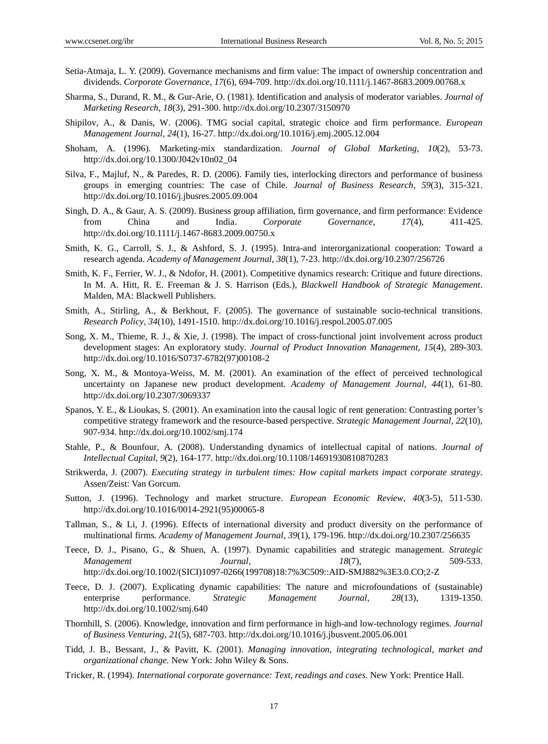Setia-Atmaja, L. Y. (2009). Governance mechanisms and firm value: The impact of ownership concentration and dividends. *Corporate Governance, 17*(6), 694-709. http://dx.doi.org/10.1111/j.1467-8683.2009.00768.x

Sharma, S., Durand, R. M., & Gur-Arie, O. (1981). Identification and analysis of moderator variables. *Journal of Marketing Research, 18*(3), 291-300. http://dx.doi.org/10.2307/3150970

Shipilov, A., & Danis, W. (2006). TMG social capital, strategic choice and firm performance. *European Management Journal, 24*(1), 16-27. http://dx.doi.org/10.1016/j.emj.2005.12.004

Shoham, A. (1996). Marketing-mix standardization. *Journal of Global Marketing, 10*(2), 53-73. http://dx.doi.org/10.1300/J042v10n02_04

Silva, F., Majluf, N., & Paredes, R. D. (2006). Family ties, interlocking directors and performance of business groups in emerging countries: The case of Chile. *Journal of Business Research, 59*(3), 315-321. http://dx.doi.org/10.1016/j.jbusres.2005.09.004

Singh, D. A., & Gaur, A. S. (2009). Business group affiliation, firm governance, and firm performance: Evidence from China and India. *Corporate Governance, 17*(4), 411-425. http://dx.doi.org/10.1111/j.1467-8683.2009.00750.x

Smith, K. G., Carroll, S. J., & Ashford, S. J. (1995). Intra-and interorganizational cooperation: Toward a research agenda. *Academy of Management Journal, 38*(1), 7-23. http://dx.doi.org/10.2307/256726

Smith, K. F., Ferrier, W. J., & Ndofor, H. (2001). Competitive dynamics research: Critique and future directions. In M. A. Hitt, R. E. Freeman & J. S. Harrison (Eds.), *Blackwell Handbook of Strategic Management*. Malden, MA: Blackwell Publishers.

Smith, A., Stirling, A., & Berkhout, F. (2005). The governance of sustainable socio-technical transitions. *Research Policy, 34*(10), 1491-1510. http://dx.doi.org/10.1016/j.respol.2005.07.005

Song, X. M., Thieme, R. J., & Xie, J. (1998). The impact of cross-functional joint involvement across product development stages: An exploratory study. *Journal of Product Innovation Management, 15*(4), 289-303. http://dx.doi.org/10.1016/S0737-6782(97)00108-2

Song, X. M., & Montoya-Weiss, M. M. (2001). An examination of the effect of perceived technological uncertainty on Japanese new product development. *Academy of Management Journal, 44*(1), 61-80. http://dx.doi.org/10.2307/3069337

Spanos, Y. E., & Lioukas, S. (2001). An examination into the causal logic of rent generation: Contrasting porter's competitive strategy framework and the resource-based perspective. *Strategic Management Journal, 22*(10), 907-934. http://dx.doi.org/10.1002/smj.174

Stahle, P., & Bounfour, A. (2008). Understanding dynamics of intellectual capital of nations. *Journal of Intellectual Capital, 9*(2), 164-177. http://dx.doi.org/10.1108/14691930810870283

Strikwerda, J. (2007). *Executing strategy in turbulent times: How capital markets impact corporate strategy*. Assen/Zeist: Van Gorcum.

Sutton, J. (1996). Technology and market structure. *European Economic Review, 40*(3-5), 511-530. http://dx.doi.org/10.1016/0014-2921(95)00065-8

Tallman, S., & Li, J. (1996). Effects of international diversity and product diversity on the performance of multinational firms. *Academy of Management Journal, 39*(1), 179-196. http://dx.doi.org/10.2307/256635

Teece, D. J., Pisano, G., & Shuen, A. (1997). Dynamic capabilities and strategic management. *Strategic Management Journal, 18*(7), 509-533. http://dx.doi.org/10.1002/(SICI)1097-0266(199708)18:7%3C509::AID-SMJ882%3E3.0.CO;2-Z

Teece, D. J. (2007). Explicating dynamic capabilities: The nature and microfoundations of (sustainable) enterprise performance. *Strategic Management Journal, 28*(13), 1319-1350. http://dx.doi.org/10.1002/smj.640

Thornhill, S. (2006). Knowledge, innovation and firm performance in high-and low-technology regimes. *Journal of Business Venturing, 21*(5), 687-703. http://dx.doi.org/10.1016/j.jbusvent.2005.06.001

Tidd, J. B., Bessant, J., & Pavitt, K. (2001). *Managing innovation, integrating technological, market and organizational change.* New York: John Wiley & Sons.

Tricker, R. (1994). *International corporate governance: Text, readings and cases*. New York: Prentice Hall.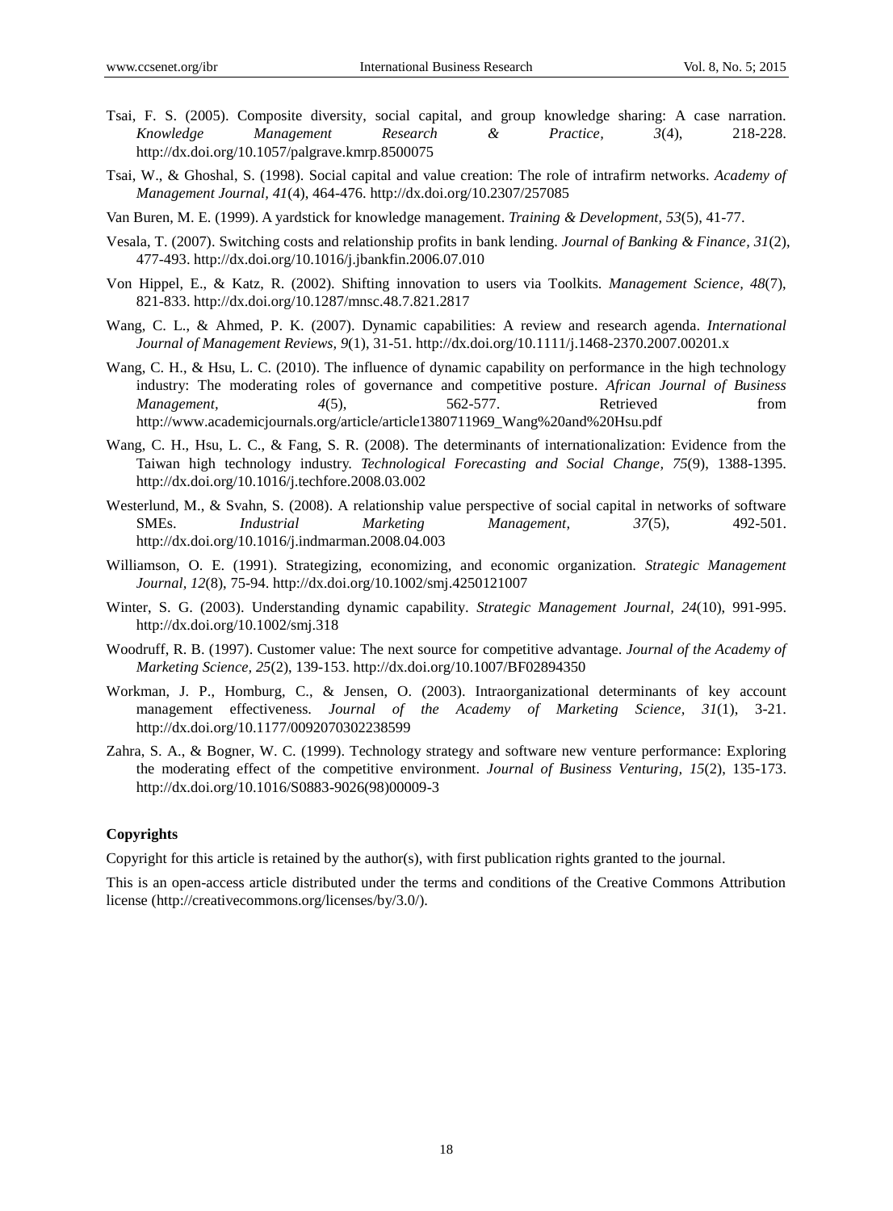Tsai, F. S. (2005). Composite diversity, social capital, and group knowledge sharing: A case narration. *Knowledge Management Research & Practice, 3*(4), 218-228. http://dx.doi.org/10.1057/palgrave.kmrp.8500075

Tsai, W., & Ghoshal, S. (1998). Social capital and value creation: The role of intrafirm networks. *Academy of Management Journal, 41*(4), 464-476. http://dx.doi.org/10.2307/257085

Van Buren, M. E. (1999). A yardstick for knowledge management. *Training & Development, 53*(5), 41-77.

Vesala, T. (2007). Switching costs and relationship profits in bank lending. *Journal of Banking & Finance, 31*(2), 477-493. http://dx.doi.org/10.1016/j.jbankfin.2006.07.010

Von Hippel, E., & Katz, R. (2002). Shifting innovation to users via Toolkits. *Management Science, 48*(7), 821-833. http://dx.doi.org/10.1287/mnsc.48.7.821.2817

Wang, C. L., & Ahmed, P. K. (2007). Dynamic capabilities: A review and research agenda. *International Journal of Management Reviews, 9*(1), 31-51. http://dx.doi.org/10.1111/j.1468-2370.2007.00201.x

Wang, C. H., & Hsu, L. C. (2010). The influence of dynamic capability on performance in the high technology industry: The moderating roles of governance and competitive posture. *African Journal of Business Management, 4*(5), 562-577. Retrieved from http://www.academicjournals.org/article/article1380711969_Wang%20and%20Hsu.pdf

Wang, C. H., Hsu, L. C., & Fang, S. R. (2008). The determinants of internationalization: Evidence from the Taiwan high technology industry. *Technological Forecasting and Social Change, 75*(9), 1388-1395. http://dx.doi.org/10.1016/j.techfore.2008.03.002

Westerlund, M., & Svahn, S. (2008). A relationship value perspective of social capital in networks of software SMEs. *Industrial Marketing Management, 37*(5), 492-501. http://dx.doi.org/10.1016/j.indmarman.2008.04.003

Williamson, O. E. (1991). Strategizing, economizing, and economic organization. *Strategic Management Journal, 12*(8), 75-94. http://dx.doi.org/10.1002/smj.4250121007

Winter, S. G. (2003). Understanding dynamic capability. *Strategic Management Journal, 24*(10), 991-995. http://dx.doi.org/10.1002/smj.318

Woodruff, R. B. (1997). Customer value: The next source for competitive advantage. *Journal of the Academy of Marketing Science, 25*(2), 139-153. http://dx.doi.org/10.1007/BF02894350

Workman, J. P., Homburg, C., & Jensen, O. (2003). Intraorganizational determinants of key account management effectiveness. *Journal of the Academy of Marketing Science, 31*(1), 3-21. http://dx.doi.org/10.1177/0092070302238599

Zahra, S. A., & Bogner, W. C. (1999). Technology strategy and software new venture performance: Exploring the moderating effect of the competitive environment. *Journal of Business Venturing, 15*(2), 135-173. http://dx.doi.org/10.1016/S0883-9026(98)00009-3

**Copyrights**

Copyright for this article is retained by the author(s), with first publication rights granted to the journal.

This is an open-access article distributed under the terms and conditions of the Creative Commons Attribution license (http://creativecommons.org/licenses/by/3.0/).